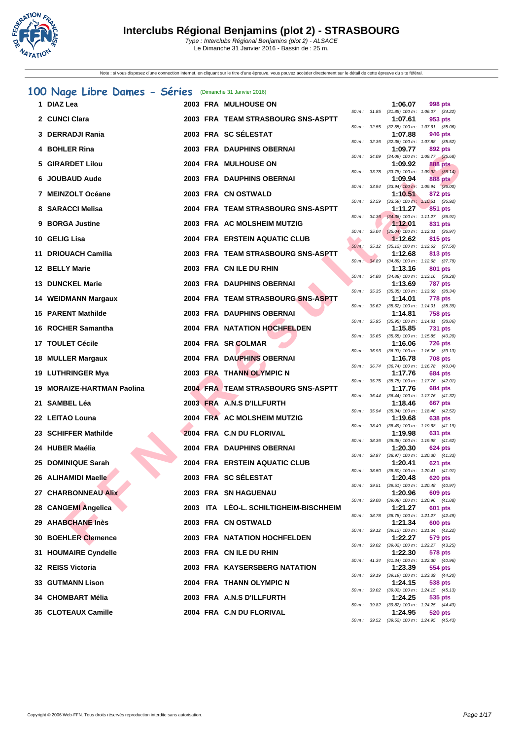# Interclubs Régional Benjamins (plot 2) - STRASBOURG

*Type : Interclubs Régional Benjamins (plot 2) - ALSACE*
Le Dimanche 31 Janvier 2016 - Bassin de : 25 m.

Note : si vous disposez d'une connection internet, en cliquant sur le titre d'une épreuve, vous pouvez accéder directement sur le détail de cette épreuve du site féféral.

## 100 Nage Libre Dames - Séries (Dimanche 31 Janvier 2016)

| Place | Nom | Année | Nat. | Club | Temps | Points | Splits |
|---|---|---|---|---|---|---|---|
| 1 | DIAZ Lea | 2003 | FRA | MULHOUSE ON | 1:06.07 | 998 pts | 50 m : 31.85 (31.85) 100 m : 1:06.07 (34.22) |
| 2 | CUNCI Clara | 2003 | FRA | TEAM STRASBOURG SNS-ASPTT | 1:07.61 | 953 pts | 50 m : 32.55 (32.55) 100 m : 1:07.61 (35.06) |
| 3 | DERRADJI Rania | 2003 | FRA | SC SÉLESTAT | 1:07.88 | 946 pts | 50 m : 32.36 (32.36) 100 m : 1:07.88 (35.52) |
| 4 | BOHLER Rina | 2003 | FRA | DAUPHINS OBERNAI | 1:09.77 | 892 pts | 50 m : 34.09 (34.09) 100 m : 1:09.77 (35.68) |
| 5 | GIRARDET Lilou | 2004 | FRA | MULHOUSE ON | 1:09.92 | 888 pts | 50 m : 33.78 (33.78) 100 m : 1:09.92 (36.14) |
| 6 | JOUBAUD Aude | 2003 | FRA | DAUPHINS OBERNAI | 1:09.94 | 888 pts | 50 m : 33.94 (33.94) 100 m : 1:09.94 (36.00) |
| 7 | MEINZOLT Océane | 2003 | FRA | CN OSTWALD | 1:10.51 | 872 pts | 50 m : 33.59 (33.59) 100 m : 1:10.51 (36.92) |
| 8 | SARACCI Melisa | 2004 | FRA | TEAM STRASBOURG SNS-ASPTT | 1:11.27 | 851 pts | 50 m : 34.36 (34.36) 100 m : 1:11.27 (36.91) |
| 9 | BORGA Justine | 2003 | FRA | AC MOLSHEIM MUTZIG | 1:12.01 | 831 pts | 50 m : 35.04 (35.04) 100 m : 1:12.01 (36.97) |
| 10 | GELIG Lisa | 2004 | FRA | ERSTEIN AQUATIC CLUB | 1:12.62 | 815 pts | 50 m : 35.12 (35.12) 100 m : 1:12.62 (37.50) |
| 11 | DRIOUACH Camilia | 2003 | FRA | TEAM STRASBOURG SNS-ASPTT | 1:12.68 | 813 pts | 50 m : 34.89 (34.89) 100 m : 1:12.68 (37.79) |
| 12 | BELLY Marie | 2003 | FRA | CN ILE DU RHIN | 1:13.16 | 801 pts | 50 m : 34.88 (34.88) 100 m : 1:13.16 (38.28) |
| 13 | DUNCKEL Marie | 2003 | FRA | DAUPHINS OBERNAI | 1:13.69 | 787 pts | 50 m : 35.35 (35.35) 100 m : 1:13.69 (38.34) |
| 14 | WEIDMANN Margaux | 2004 | FRA | TEAM STRASBOURG SNS-ASPTT | 1:14.01 | 778 pts | 50 m : 35.62 (35.62) 100 m : 1:14.01 (38.39) |
| 15 | PARENT Mathilde | 2003 | FRA | DAUPHINS OBERNAI | 1:14.81 | 758 pts | 50 m : 35.95 (35.95) 100 m : 1:14.81 (38.86) |
| 16 | ROCHER Samantha | 2004 | FRA | NATATION HOCHFELDEN | 1:15.85 | 731 pts | 50 m : 35.65 (35.65) 100 m : 1:15.85 (40.20) |
| 17 | TOULET Cécile | 2004 | FRA | SR COLMAR | 1:16.06 | 726 pts | 50 m : 36.93 (36.93) 100 m : 1:16.06 (39.13) |
| 18 | MULLER Margaux | 2004 | FRA | DAUPHINS OBERNAI | 1:16.78 | 708 pts | 50 m : 36.74 (36.74) 100 m : 1:16.78 (40.04) |
| 19 | LUTHRINGER Mya | 2003 | FRA | THANN OLYMPIC N | 1:17.76 | 684 pts | 50 m : 35.75 (35.75) 100 m : 1:17.76 (42.01) |
| 19 | MORAIZE-HARTMAN Paolina | 2004 | FRA | TEAM STRASBOURG SNS-ASPTT | 1:17.76 | 684 pts | 50 m : 36.44 (36.44) 100 m : 1:17.76 (41.32) |
| 21 | SAMBEL Léa | 2003 | FRA | A.N.S D'ILLFURTH | 1:18.46 | 667 pts | 50 m : 35.94 (35.94) 100 m : 1:18.46 (42.52) |
| 22 | LEITAO Louna | 2004 | FRA | AC MOLSHEIM MUTZIG | 1:19.68 | 638 pts | 50 m : 38.49 (38.49) 100 m : 1:19.68 (41.19) |
| 23 | SCHIFFER Mathilde | 2004 | FRA | C.N DU FLORIVAL | 1:19.98 | 631 pts | 50 m : 38.36 (38.36) 100 m : 1:19.98 (41.62) |
| 24 | HUBER Maélia | 2004 | FRA | DAUPHINS OBERNAI | 1:20.30 | 624 pts | 50 m : 38.97 (38.97) 100 m : 1:20.30 (41.33) |
| 25 | DOMINIQUE Sarah | 2004 | FRA | ERSTEIN AQUATIC CLUB | 1:20.41 | 621 pts | 50 m : 38.50 (38.50) 100 m : 1:20.41 (41.91) |
| 26 | ALIHAMIDI Maelle | 2003 | FRA | SC SÉLESTAT | 1:20.48 | 620 pts | 50 m : 39.51 (39.51) 100 m : 1:20.48 (40.97) |
| 27 | CHARBONNEAU Alix | 2003 | FRA | SN HAGUENAU | 1:20.96 | 609 pts | 50 m : 39.08 (39.08) 100 m : 1:20.96 (41.88) |
| 28 | CANGEMI Angelica | 2003 | ITA | LÉO-L. SCHILTIGHEIM-BISCHHEIM | 1:21.27 | 601 pts | 50 m : 38.78 (38.78) 100 m : 1:21.27 (42.49) |
| 29 | AHABCHANE Inès | 2003 | FRA | CN OSTWALD | 1:21.34 | 600 pts | 50 m : 39.12 (39.12) 100 m : 1:21.34 (42.22) |
| 30 | BOEHLER Clemence | 2003 | FRA | NATATION HOCHFELDEN | 1:22.27 | 579 pts | 50 m : 39.02 (39.02) 100 m : 1:22.27 (43.25) |
| 31 | HOUMAIRE Cyndelle | 2003 | FRA | CN ILE DU RHIN | 1:22.30 | 578 pts | 50 m : 41.34 (41.34) 100 m : 1:22.30 (40.96) |
| 32 | REISS Victoria | 2003 | FRA | KAYSERSBERG NATATION | 1:23.39 | 554 pts | 50 m : 39.19 (39.19) 100 m : 1:23.39 (44.20) |
| 33 | GUTMANN Lison | 2004 | FRA | THANN OLYMPIC N | 1:24.15 | 538 pts | 50 m : 39.02 (39.02) 100 m : 1:24.15 (45.13) |
| 34 | CHOMBART Mélia | 2003 | FRA | A.N.S D'ILLFURTH | 1:24.25 | 535 pts | 50 m : 39.82 (39.82) 100 m : 1:24.25 (44.43) |
| 35 | CLOTEAUX Camille | 2004 | FRA | C.N DU FLORIVAL | 1:24.95 | 520 pts | 50 m : 39.52 (39.52) 100 m : 1:24.95 (45.43) |

Copyright © 2006 Web-FFN. Tous droits réservés reproduction interdite sans autorisation.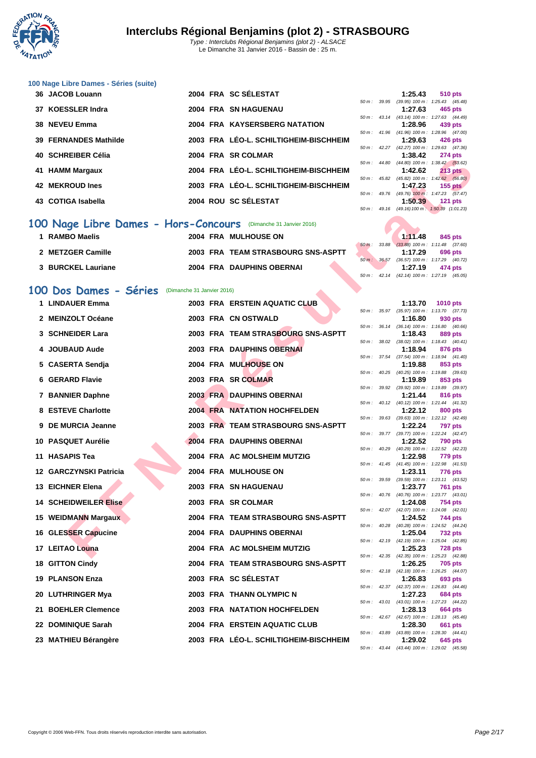# Interclubs Régional Benjamins (plot 2) - STRASBOURG

*Type : Interclubs Régional Benjamins (plot 2) - ALSACE*
Le Dimanche 31 Janvier 2016 - Bassin de : 25 m.

### 100 Nage Libre Dames - Séries (suite)

| Rang | Nom | Année | Nat. | Club | Temps | Points | Splits |
|---|---|---|---|---|---|---|---|
| 36 | JACOB Louann | 2004 | FRA | SC SÉLESTAT | 1:25.43 | 510 pts | 50 m : 39.95 (39.95) 100 m : 1:25.43 (45.48) |
| 37 | KOESSLER Indra | 2004 | FRA | SN HAGUENAU | 1:27.63 | 465 pts | 50 m : 43.14 (43.14) 100 m : 1:27.63 (44.49) |
| 38 | NEVEU Emma | 2004 | FRA | KAYSERSBERG NATATION | 1:28.96 | 439 pts | 50 m : 41.96 (41.96) 100 m : 1:28.96 (47.00) |
| 39 | FERNANDES Mathilde | 2003 | FRA | LÉO-L. SCHILTIGHEIM-BISCHHEIM | 1:29.63 | 426 pts | 50 m : 42.27 (42.27) 100 m : 1:29.63 (47.36) |
| 40 | SCHREIBER Célia | 2004 | FRA | SR COLMAR | 1:38.42 | 274 pts | 50 m : 44.80 (44.80) 100 m : 1:38.42 (53.62) |
| 41 | HAMM Margaux | 2004 | FRA | LÉO-L. SCHILTIGHEIM-BISCHHEIM | 1:42.62 | 213 pts | 50 m : 45.82 (45.82) 100 m : 1:42.62 (56.80) |
| 42 | MEKROUD Ines | 2003 | FRA | LÉO-L. SCHILTIGHEIM-BISCHHEIM | 1:47.23 | 155 pts | 50 m : 49.76 (49.76) 100 m : 1:47.23 (57.47) |
| 43 | COTIGA Isabella | 2004 | ROU | SC SÉLESTAT | 1:50.39 | 121 pts | 50 m : 49.16 (49.16) 100 m : 1:50.39 (1:01.23) |

## 100 Nage Libre Dames - Hors-Concours (Dimanche 31 Janvier 2016)

| Rang | Nom | Année | Nat. | Club | Temps | Points | Splits |
|---|---|---|---|---|---|---|---|
| 1 | RAMBO Maelis | 2004 | FRA | MULHOUSE ON | 1:11.48 | 845 pts | 50 m : 33.88 (33.88) 100 m : 1:11.48 (37.60) |
| 2 | METZGER Camille | 2003 | FRA | TEAM STRASBOURG SNS-ASPTT | 1:17.29 | 696 pts | 50 m : 36.57 (36.57) 100 m : 1:17.29 (40.72) |
| 3 | BURCKEL Lauriane | 2004 | FRA | DAUPHINS OBERNAI | 1:27.19 | 474 pts | 50 m : 42.14 (42.14) 100 m : 1:27.19 (45.05) |

## 100 Dos Dames - Séries (Dimanche 31 Janvier 2016)

| Rang | Nom | Année | Nat. | Club | Temps | Points | Splits |
|---|---|---|---|---|---|---|---|
| 1 | LINDAUER Emma | 2003 | FRA | ERSTEIN AQUATIC CLUB | 1:13.70 | 1010 pts | 50 m : 35.97 (35.97) 100 m : 1:13.70 (37.73) |
| 2 | MEINZOLT Océane | 2003 | FRA | CN OSTWALD | 1:16.80 | 930 pts | 50 m : 36.14 (36.14) 100 m : 1:16.80 (40.66) |
| 3 | SCHNEIDER Lara | 2003 | FRA | TEAM STRASBOURG SNS-ASPTT | 1:18.43 | 889 pts | 50 m : 38.02 (38.02) 100 m : 1:18.43 (40.41) |
| 4 | JOUBAUD Aude | 2003 | FRA | DAUPHINS OBERNAI | 1:18.94 | 876 pts | 50 m : 37.54 (37.54) 100 m : 1:18.94 (41.40) |
| 5 | CASERTA Sendja | 2004 | FRA | MULHOUSE ON | 1:19.88 | 853 pts | 50 m : 40.25 (40.25) 100 m : 1:19.88 (39.63) |
| 6 | GERARD Flavie | 2003 | FRA | SR COLMAR | 1:19.89 | 853 pts | 50 m : 39.92 (39.92) 100 m : 1:19.89 (39.97) |
| 7 | BANNIER Daphne | 2003 | FRA | DAUPHINS OBERNAI | 1:21.44 | 816 pts | 50 m : 40.12 (40.12) 100 m : 1:21.44 (41.32) |
| 8 | ESTEVE Charlotte | 2004 | FRA | NATATION HOCHFELDEN | 1:22.12 | 800 pts | 50 m : 39.63 (39.63) 100 m : 1:22.12 (42.49) |
| 9 | DE MURCIA Jeanne | 2003 | FRA | TEAM STRASBOURG SNS-ASPTT | 1:22.24 | 797 pts | 50 m : 39.77 (39.77) 100 m : 1:22.24 (42.47) |
| 10 | PASQUET Aurélie | 2004 | FRA | DAUPHINS OBERNAI | 1:22.52 | 790 pts | 50 m : 40.29 (40.29) 100 m : 1:22.52 (42.23) |
| 11 | HASAPIS Tea | 2004 | FRA | AC MOLSHEIM MUTZIG | 1:22.98 | 779 pts | 50 m : 41.45 (41.45) 100 m : 1:22.98 (41.53) |
| 12 | GARCZYNSKI Patricia | 2004 | FRA | MULHOUSE ON | 1:23.11 | 776 pts | 50 m : 39.59 (39.59) 100 m : 1:23.11 (43.52) |
| 13 | EICHNER Elena | 2003 | FRA | SN HAGUENAU | 1:23.77 | 761 pts | 50 m : 40.76 (40.76) 100 m : 1:23.77 (43.01) |
| 14 | SCHEIDWEILER Elise | 2003 | FRA | SR COLMAR | 1:24.08 | 754 pts | 50 m : 42.07 (42.07) 100 m : 1:24.08 (42.01) |
| 15 | WEIDMANN Margaux | 2004 | FRA | TEAM STRASBOURG SNS-ASPTT | 1:24.52 | 744 pts | 50 m : 40.28 (40.28) 100 m : 1:24.52 (44.24) |
| 16 | GLESSER Capucine | 2004 | FRA | DAUPHINS OBERNAI | 1:25.04 | 732 pts | 50 m : 42.19 (42.19) 100 m : 1:25.04 (42.85) |
| 17 | LEITAO Louna | 2004 | FRA | AC MOLSHEIM MUTZIG | 1:25.23 | 728 pts | 50 m : 42.35 (42.35) 100 m : 1:25.23 (42.88) |
| 18 | GITTON Cindy | 2004 | FRA | TEAM STRASBOURG SNS-ASPTT | 1:26.25 | 705 pts | 50 m : 42.18 (42.18) 100 m : 1:26.25 (44.07) |
| 19 | PLANSON Enza | 2003 | FRA | SC SÉLESTAT | 1:26.83 | 693 pts | 50 m : 42.37 (42.37) 100 m : 1:26.83 (44.46) |
| 20 | LUTHRINGER Mya | 2003 | FRA | THANN OLYMPIC N | 1:27.23 | 684 pts | 50 m : 43.01 (43.01) 100 m : 1:27.23 (44.22) |
| 21 | BOEHLER Clemence | 2003 | FRA | NATATION HOCHFELDEN | 1:28.13 | 664 pts | 50 m : 42.67 (42.67) 100 m : 1:28.13 (45.46) |
| 22 | DOMINIQUE Sarah | 2004 | FRA | ERSTEIN AQUATIC CLUB | 1:28.30 | 661 pts | 50 m : 43.89 (43.89) 100 m : 1:28.30 (44.41) |
| 23 | MATHIEU Bérangère | 2003 | FRA | LÉO-L. SCHILTIGHEIM-BISCHHEIM | 1:29.02 | 645 pts | 50 m : 43.44 (43.44) 100 m : 1:29.02 (45.58) |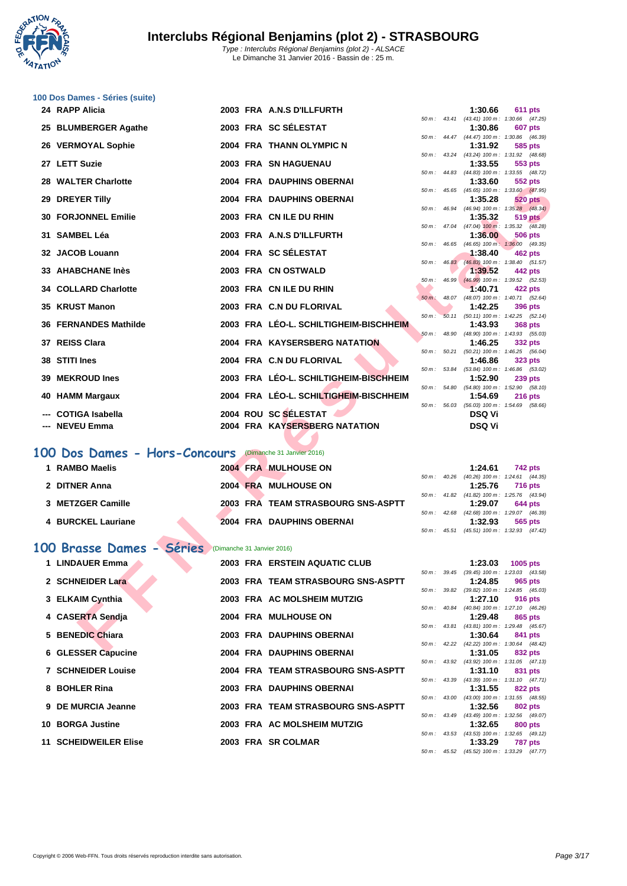# Interclubs Régional Benjamins (plot 2) - STRASBOURG

*Type : Interclubs Régional Benjamins (plot 2) - ALSACE*
Le Dimanche 31 Janvier 2016 - Bassin de : 25 m.

## 100 Dos Dames - Séries (suite)

| Rang | Nom | Année | Nat | Club | Temps | Points | Splits |
|---|---|---|---|---|---|---|---|
| 24 | RAPP Alicia | 2003 | FRA | A.N.S D'ILLFURTH | 1:30.66 | 611 pts | 50 m : 43.41 (43.41) 100 m : 1:30.66 (47.25) |
| 25 | BLUMBERGER Agathe | 2003 | FRA | SC SÉLESTAT | 1:30.86 | 607 pts | 50 m : 44.47 (44.47) 100 m : 1:30.86 (46.39) |
| 26 | VERMOYAL Sophie | 2004 | FRA | THANN OLYMPIC N | 1:31.92 | 585 pts | 50 m : 43.24 (43.24) 100 m : 1:31.92 (48.68) |
| 27 | LETT Suzie | 2003 | FRA | SN HAGUENAU | 1:33.55 | 553 pts | 50 m : 44.83 (44.83) 100 m : 1:33.55 (48.72) |
| 28 | WALTER Charlotte | 2004 | FRA | DAUPHINS OBERNAI | 1:33.60 | 552 pts | 50 m : 45.65 (45.65) 100 m : 1:33.60 (47.95) |
| 29 | DREYER Tilly | 2004 | FRA | DAUPHINS OBERNAI | 1:35.28 | 520 pts | 50 m : 46.94 (46.94) 100 m : 1:35.28 (48.34) |
| 30 | FORJONNEL Emilie | 2003 | FRA | CN ILE DU RHIN | 1:35.32 | 519 pts | 50 m : 47.04 (47.04) 100 m : 1:35.32 (48.28) |
| 31 | SAMBEL Léa | 2003 | FRA | A.N.S D'ILLFURTH | 1:36.00 | 506 pts | 50 m : 46.65 (46.65) 100 m : 1:36.00 (49.35) |
| 32 | JACOB Louann | 2004 | FRA | SC SÉLESTAT | 1:38.40 | 462 pts | 50 m : 46.83 (46.83) 100 m : 1:38.40 (51.57) |
| 33 | AHABCHANE Inès | 2003 | FRA | CN OSTWALD | 1:39.52 | 442 pts | 50 m : 46.99 (46.99) 100 m : 1:39.52 (52.53) |
| 34 | COLLARD Charlotte | 2003 | FRA | CN ILE DU RHIN | 1:40.71 | 422 pts | 50 m : 48.07 (48.07) 100 m : 1:40.71 (52.64) |
| 35 | KRUST Manon | 2003 | FRA | C.N DU FLORIVAL | 1:42.25 | 396 pts | 50 m : 50.11 (50.11) 100 m : 1:42.25 (52.14) |
| 36 | FERNANDES Mathilde | 2003 | FRA | LÉO-L. SCHILTIGHEIM-BISCHHEIM | 1:43.93 | 368 pts | 50 m : 48.90 (48.90) 100 m : 1:43.93 (55.03) |
| 37 | REISS Clara | 2004 | FRA | KAYSERSBERG NATATION | 1:46.25 | 332 pts | 50 m : 50.21 (50.21) 100 m : 1:46.25 (56.04) |
| 38 | STITI Ines | 2004 | FRA | C.N DU FLORIVAL | 1:46.86 | 323 pts | 50 m : 53.84 (53.84) 100 m : 1:46.86 (53.02) |
| 39 | MEKROUD Ines | 2003 | FRA | LÉO-L. SCHILTIGHEIM-BISCHHEIM | 1:52.90 | 239 pts | 50 m : 54.80 (54.80) 100 m : 1:52.90 (58.10) |
| 40 | HAMM Margaux | 2004 | FRA | LÉO-L. SCHILTIGHEIM-BISCHHEIM | 1:54.69 | 216 pts | 50 m : 56.03 (56.03) 100 m : 1:54.69 (58.66) |
| --- | COTIGA Isabella | 2004 | ROU | SC SÉLESTAT | DSQ Vi | | |
| --- | NEVEU Emma | 2004 | FRA | KAYSERSBERG NATATION | DSQ Vi | | |

## 100 Dos Dames - Hors-Concours (Dimanche 31 Janvier 2016)

| Rang | Nom | Année | Nat | Club | Temps | Points | Splits |
|---|---|---|---|---|---|---|---|
| 1 | RAMBO Maelis | 2004 | FRA | MULHOUSE ON | 1:24.61 | 742 pts | 50 m : 40.26 (40.26) 100 m : 1:24.61 (44.35) |
| 2 | DITNER Anna | 2004 | FRA | MULHOUSE ON | 1:25.76 | 716 pts | 50 m : 41.82 (41.82) 100 m : 1:25.76 (43.94) |
| 3 | METZGER Camille | 2003 | FRA | TEAM STRASBOURG SNS-ASPTT | 1:29.07 | 644 pts | 50 m : 42.68 (42.68) 100 m : 1:29.07 (46.39) |
| 4 | BURCKEL Lauriane | 2004 | FRA | DAUPHINS OBERNAI | 1:32.93 | 565 pts | 50 m : 45.51 (45.51) 100 m : 1:32.93 (47.42) |

## 100 Brasse Dames - Séries (Dimanche 31 Janvier 2016)

| Rang | Nom | Année | Nat | Club | Temps | Points | Splits |
|---|---|---|---|---|---|---|---|
| 1 | LINDAUER Emma | 2003 | FRA | ERSTEIN AQUATIC CLUB | 1:23.03 | 1005 pts | 50 m : 39.45 (39.45) 100 m : 1:23.03 (43.58) |
| 2 | SCHNEIDER Lara | 2003 | FRA | TEAM STRASBOURG SNS-ASPTT | 1:24.85 | 965 pts | 50 m : 39.82 (39.82) 100 m : 1:24.85 (45.03) |
| 3 | ELKAIM Cynthia | 2003 | FRA | AC MOLSHEIM MUTZIG | 1:27.10 | 916 pts | 50 m : 40.84 (40.84) 100 m : 1:27.10 (46.26) |
| 4 | CASERTA Sendja | 2004 | FRA | MULHOUSE ON | 1:29.48 | 865 pts | 50 m : 43.81 (43.81) 100 m : 1:29.48 (45.67) |
| 5 | BENEDIC Chiara | 2003 | FRA | DAUPHINS OBERNAI | 1:30.64 | 841 pts | 50 m : 42.22 (42.22) 100 m : 1:30.64 (48.42) |
| 6 | GLESSER Capucine | 2004 | FRA | DAUPHINS OBERNAI | 1:31.05 | 832 pts | 50 m : 43.92 (43.92) 100 m : 1:31.05 (47.13) |
| 7 | SCHNEIDER Louise | 2004 | FRA | TEAM STRASBOURG SNS-ASPTT | 1:31.10 | 831 pts | 50 m : 43.39 (43.39) 100 m : 1:31.10 (47.71) |
| 8 | BOHLER Rina | 2003 | FRA | DAUPHINS OBERNAI | 1:31.55 | 822 pts | 50 m : 43.00 (43.00) 100 m : 1:31.55 (48.55) |
| 9 | DE MURCIA Jeanne | 2003 | FRA | TEAM STRASBOURG SNS-ASPTT | 1:32.56 | 802 pts | 50 m : 43.49 (43.49) 100 m : 1:32.56 (49.07) |
| 10 | BORGA Justine | 2003 | FRA | AC MOLSHEIM MUTZIG | 1:32.65 | 800 pts | 50 m : 43.53 (43.53) 100 m : 1:32.65 (49.12) |
| 11 | SCHEIDWEILER Elise | 2003 | FRA | SR COLMAR | 1:33.29 | 787 pts | 50 m : 45.52 (45.52) 100 m : 1:33.29 (47.77) |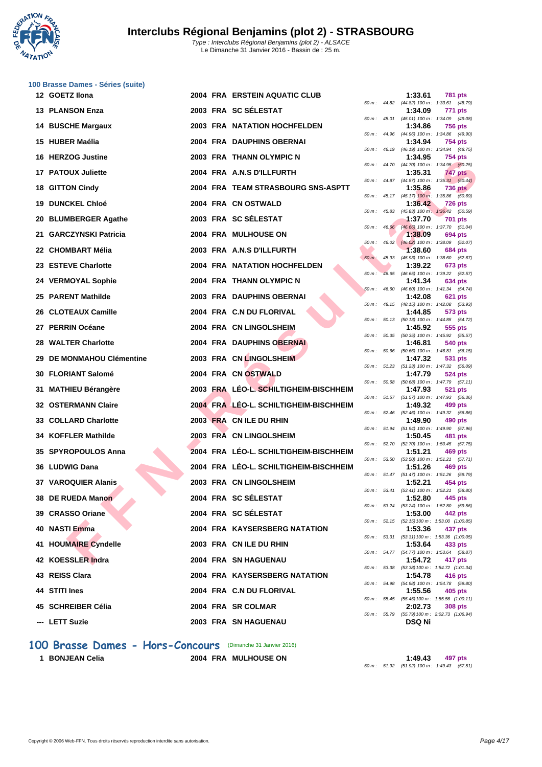# Interclubs Régional Benjamins (plot 2) - STRASBOURG

*Type : Interclubs Régional Benjamins (plot 2) - ALSACE*
Le Dimanche 31 Janvier 2016 - Bassin de : 25 m.

### 100 Brasse Dames - Séries (suite)

| Rg | Nom | Année | Nat | Club | Temps | Points | Splits |
|---|---|---|---|---|---|---|---|
| 12 | GOETZ Ilona | 2004 | FRA | ERSTEIN AQUATIC CLUB | 1:33.61 | 781 pts | 50 m : 44.82 (44.82) 100 m : 1:33.61 (48.79) |
| 13 | PLANSON Enza | 2003 | FRA | SC SÉLESTAT | 1:34.09 | 771 pts | 50 m : 45.01 (45.01) 100 m : 1:34.09 (49.08) |
| 14 | BUSCHE Margaux | 2003 | FRA | NATATION HOCHFELDEN | 1:34.86 | 756 pts | 50 m : 44.96 (44.96) 100 m : 1:34.86 (49.90) |
| 15 | HUBER Maélia | 2004 | FRA | DAUPHINS OBERNAI | 1:34.94 | 754 pts | 50 m : 46.19 (46.19) 100 m : 1:34.94 (48.75) |
| 16 | HERZOG Justine | 2003 | FRA | THANN OLYMPIC N | 1:34.95 | 754 pts | 50 m : 44.70 (44.70) 100 m : 1:34.95 (50.25) |
| 17 | PATOUX Juliette | 2004 | FRA | A.N.S D'ILLFURTH | 1:35.31 | 747 pts | 50 m : 44.87 (44.87) 100 m : 1:35.31 (50.44) |
| 18 | GITTON Cindy | 2004 | FRA | TEAM STRASBOURG SNS-ASPTT | 1:35.86 | 736 pts | 50 m : 45.17 (45.17) 100 m : 1:35.86 (50.69) |
| 19 | DUNCKEL Chloé | 2004 | FRA | CN OSTWALD | 1:36.42 | 726 pts | 50 m : 45.83 (45.83) 100 m : 1:36.42 (50.59) |
| 20 | BLUMBERGER Agathe | 2003 | FRA | SC SÉLESTAT | 1:37.70 | 701 pts | 50 m : 46.66 (46.66) 100 m : 1:37.70 (51.04) |
| 21 | GARCZYNSKI Patricia | 2004 | FRA | MULHOUSE ON | 1:38.09 | 694 pts | 50 m : 46.02 (46.02) 100 m : 1:38.09 (52.07) |
| 22 | CHOMBART Mélia | 2003 | FRA | A.N.S D'ILLFURTH | 1:38.60 | 684 pts | 50 m : 45.93 (45.93) 100 m : 1:38.60 (52.67) |
| 23 | ESTEVE Charlotte | 2004 | FRA | NATATION HOCHFELDEN | 1:39.22 | 673 pts | 50 m : 46.65 (46.65) 100 m : 1:39.22 (52.57) |
| 24 | VERMOYAL Sophie | 2004 | FRA | THANN OLYMPIC N | 1:41.34 | 634 pts | 50 m : 46.60 (46.60) 100 m : 1:41.34 (54.74) |
| 25 | PARENT Mathilde | 2003 | FRA | DAUPHINS OBERNAI | 1:42.08 | 621 pts | 50 m : 48.15 (48.15) 100 m : 1:42.08 (53.93) |
| 26 | CLOTEAUX Camille | 2004 | FRA | C.N DU FLORIVAL | 1:44.85 | 573 pts | 50 m : 50.13 (50.13) 100 m : 1:44.85 (54.72) |
| 27 | PERRIN Océane | 2004 | FRA | CN LINGOLSHEIM | 1:45.92 | 555 pts | 50 m : 50.35 (50.35) 100 m : 1:45.92 (55.57) |
| 28 | WALTER Charlotte | 2004 | FRA | DAUPHINS OBERNAI | 1:46.81 | 540 pts | 50 m : 50.66 (50.66) 100 m : 1:46.81 (56.15) |
| 29 | DE MONMAHOU Clémentine | 2003 | FRA | CN LINGOLSHEIM | 1:47.32 | 531 pts | 50 m : 51.23 (51.23) 100 m : 1:47.32 (56.09) |
| 30 | FLORIANT Salomé | 2004 | FRA | CN OSTWALD | 1:47.79 | 524 pts | 50 m : 50.68 (50.68) 100 m : 1:47.79 (57.11) |
| 31 | MATHIEU Bérangère | 2003 | FRA | LÉO-L. SCHILTIGHEIM-BISCHHEIM | 1:47.93 | 521 pts | 50 m : 51.57 (51.57) 100 m : 1:47.93 (56.36) |
| 32 | OSTERMANN Claire | 2004 | FRA | LÉO-L. SCHILTIGHEIM-BISCHHEIM | 1:49.32 | 499 pts | 50 m : 52.46 (52.46) 100 m : 1:49.32 (56.86) |
| 33 | COLLARD Charlotte | 2003 | FRA | CN ILE DU RHIN | 1:49.90 | 490 pts | 50 m : 51.94 (51.94) 100 m : 1:49.90 (57.96) |
| 34 | KOFFLER Mathilde | 2003 | FRA | CN LINGOLSHEIM | 1:50.45 | 481 pts | 50 m : 52.70 (52.70) 100 m : 1:50.45 (57.75) |
| 35 | SPYROPOULOS Anna | 2004 | FRA | LÉO-L. SCHILTIGHEIM-BISCHHEIM | 1:51.21 | 469 pts | 50 m : 53.50 (53.50) 100 m : 1:51.21 (57.71) |
| 36 | LUDWIG Dana | 2004 | FRA | LÉO-L. SCHILTIGHEIM-BISCHHEIM | 1:51.26 | 469 pts | 50 m : 51.47 (51.47) 100 m : 1:51.26 (59.79) |
| 37 | VAROQUIER Alanis | 2003 | FRA | CN LINGOLSHEIM | 1:52.21 | 454 pts | 50 m : 53.41 (53.41) 100 m : 1:52.21 (58.80) |
| 38 | DE RUEDA Manon | 2004 | FRA | SC SÉLESTAT | 1:52.80 | 445 pts | 50 m : 53.24 (53.24) 100 m : 1:52.80 (59.56) |
| 39 | CRASSO Oriane | 2004 | FRA | SC SÉLESTAT | 1:53.00 | 442 pts | 50 m : 52.15 (52.15) 100 m : 1:53.00 (1:00.85) |
| 40 | NASTI Emma | 2004 | FRA | KAYSERSBERG NATATION | 1:53.36 | 437 pts | 50 m : 53.31 (53.31) 100 m : 1:53.36 (1:00.05) |
| 41 | HOUMAIRE Cyndelle | 2003 | FRA | CN ILE DU RHIN | 1:53.64 | 433 pts | 50 m : 54.77 (54.77) 100 m : 1:53.64 (58.87) |
| 42 | KOESSLER Indra | 2004 | FRA | SN HAGUENAU | 1:54.72 | 417 pts | 50 m : 53.38 (53.38) 100 m : 1:54.72 (1:01.34) |
| 43 | REISS Clara | 2004 | FRA | KAYSERSBERG NATATION | 1:54.78 | 416 pts | 50 m : 54.98 (54.98) 100 m : 1:54.78 (59.80) |
| 44 | STITI Ines | 2004 | FRA | C.N DU FLORIVAL | 1:55.56 | 405 pts | 50 m : 55.45 (55.45) 100 m : 1:55.56 (1:00.11) |
| 45 | SCHREIBER Célia | 2004 | FRA | SR COLMAR | 2:02.73 | 308 pts | 50 m : 55.79 (55.79) 100 m : 2:02.73 (1:06.94) |
| --- | LETT Suzie | 2003 | FRA | SN HAGUENAU | DSQ Ni | | |

## 100 Brasse Dames - Hors-Concours (Dimanche 31 Janvier 2016)

| Rg | Nom | Année | Nat | Club | Temps | Points | Splits |
|---|---|---|---|---|---|---|---|
| 1 | BONJEAN Celia | 2004 | FRA | MULHOUSE ON | 1:49.43 | 497 pts | 50 m : 51.92 (51.92) 100 m : 1:49.43 (57.51) |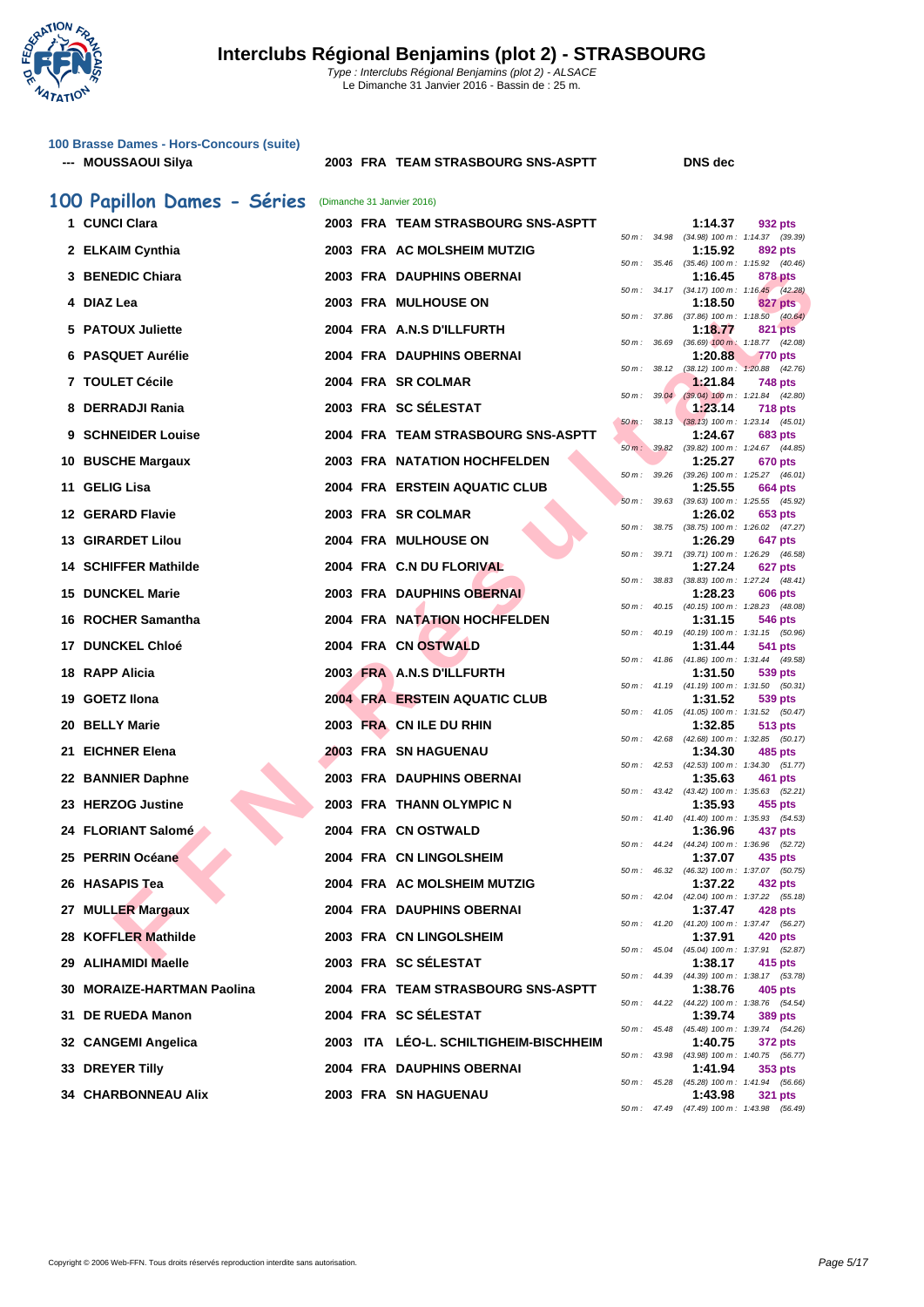# Interclubs Régional Benjamins (plot 2) - STRASBOURG

*Type : Interclubs Régional Benjamins (plot 2) - ALSACE*
Le Dimanche 31 Janvier 2016 - Bassin de : 25 m.

### 100 Brasse Dames - Hors-Concours (suite)

| | Nom | Année | Nat. | Club | Temps |
|---|---|---|---|---|---|
| --- | MOUSSAOUI Silya | 2003 | FRA | TEAM STRASBOURG SNS-ASPTT | DNS dec |

## 100 Papillon Dames - Séries (Dimanche 31 Janvier 2016)

| Rang | Nom | Année | Nat. | Club | Temps | Points | Intermédiaires |
|---|---|---|---|---|---|---|---|
| 1 | CUNCI Clara | 2003 | FRA | TEAM STRASBOURG SNS-ASPTT | 1:14.37 | 932 pts | 50 m : 34.98 (34.98) 100 m : 1:14.37 (39.39) |
| 2 | ELKAIM Cynthia | 2003 | FRA | AC MOLSHEIM MUTZIG | 1:15.92 | 892 pts | 50 m : 35.46 (35.46) 100 m : 1:15.92 (40.46) |
| 3 | BENEDIC Chiara | 2003 | FRA | DAUPHINS OBERNAI | 1:16.45 | 878 pts | 50 m : 34.17 (34.17) 100 m : 1:16.45 (42.28) |
| 4 | DIAZ Lea | 2003 | FRA | MULHOUSE ON | 1:18.50 | 827 pts | 50 m : 37.86 (37.86) 100 m : 1:18.50 (40.64) |
| 5 | PATOUX Juliette | 2004 | FRA | A.N.S D'ILLFURTH | 1:18.77 | 821 pts | 50 m : 36.69 (36.69) 100 m : 1:18.77 (42.08) |
| 6 | PASQUET Aurélie | 2004 | FRA | DAUPHINS OBERNAI | 1:20.88 | 770 pts | 50 m : 38.12 (38.12) 100 m : 1:20.88 (42.76) |
| 7 | TOULET Cécile | 2004 | FRA | SR COLMAR | 1:21.84 | 748 pts | 50 m : 39.04 (39.04) 100 m : 1:21.84 (42.80) |
| 8 | DERRADJI Rania | 2003 | FRA | SC SÉLESTAT | 1:23.14 | 718 pts | 50 m : 38.13 (38.13) 100 m : 1:23.14 (45.01) |
| 9 | SCHNEIDER Louise | 2004 | FRA | TEAM STRASBOURG SNS-ASPTT | 1:24.67 | 683 pts | 50 m : 39.82 (39.82) 100 m : 1:24.67 (44.85) |
| 10 | BUSCHE Margaux | 2003 | FRA | NATATION HOCHFELDEN | 1:25.27 | 670 pts | 50 m : 39.26 (39.26) 100 m : 1:25.27 (46.01) |
| 11 | GELIG Lisa | 2004 | FRA | ERSTEIN AQUATIC CLUB | 1:25.55 | 664 pts | 50 m : 39.63 (39.63) 100 m : 1:25.55 (45.92) |
| 12 | GERARD Flavie | 2003 | FRA | SR COLMAR | 1:26.02 | 653 pts | 50 m : 38.75 (38.75) 100 m : 1:26.02 (47.27) |
| 13 | GIRARDET Lilou | 2004 | FRA | MULHOUSE ON | 1:26.29 | 647 pts | 50 m : 39.71 (39.71) 100 m : 1:26.29 (46.58) |
| 14 | SCHIFFER Mathilde | 2004 | FRA | C.N DU FLORIVAL | 1:27.24 | 627 pts | 50 m : 38.83 (38.83) 100 m : 1:27.24 (48.41) |
| 15 | DUNCKEL Marie | 2003 | FRA | DAUPHINS OBERNAI | 1:28.23 | 606 pts | 50 m : 40.15 (40.15) 100 m : 1:28.23 (48.08) |
| 16 | ROCHER Samantha | 2004 | FRA | NATATION HOCHFELDEN | 1:31.15 | 546 pts | 50 m : 40.19 (40.19) 100 m : 1:31.15 (50.96) |
| 17 | DUNCKEL Chloé | 2004 | FRA | CN OSTWALD | 1:31.44 | 541 pts | 50 m : 41.86 (41.86) 100 m : 1:31.44 (49.58) |
| 18 | RAPP Alicia | 2003 | FRA | A.N.S D'ILLFURTH | 1:31.50 | 539 pts | 50 m : 41.19 (41.19) 100 m : 1:31.50 (50.31) |
| 19 | GOETZ Ilona | 2004 | FRA | ERSTEIN AQUATIC CLUB | 1:31.52 | 539 pts | 50 m : 41.05 (41.05) 100 m : 1:31.52 (50.47) |
| 20 | BELLY Marie | 2003 | FRA | CN ILE DU RHIN | 1:32.85 | 513 pts | 50 m : 42.68 (42.68) 100 m : 1:32.85 (50.17) |
| 21 | EICHNER Elena | 2003 | FRA | SN HAGUENAU | 1:34.30 | 485 pts | 50 m : 42.53 (42.53) 100 m : 1:34.30 (51.77) |
| 22 | BANNIER Daphne | 2003 | FRA | DAUPHINS OBERNAI | 1:35.63 | 461 pts | 50 m : 43.42 (43.42) 100 m : 1:35.63 (52.21) |
| 23 | HERZOG Justine | 2003 | FRA | THANN OLYMPIC N | 1:35.93 | 455 pts | 50 m : 41.40 (41.40) 100 m : 1:35.93 (54.53) |
| 24 | FLORIANT Salomé | 2004 | FRA | CN OSTWALD | 1:36.96 | 437 pts | 50 m : 44.24 (44.24) 100 m : 1:36.96 (52.72) |
| 25 | PERRIN Océane | 2004 | FRA | CN LINGOLSHEIM | 1:37.07 | 435 pts | 50 m : 46.32 (46.32) 100 m : 1:37.07 (50.75) |
| 26 | HASAPIS Tea | 2004 | FRA | AC MOLSHEIM MUTZIG | 1:37.22 | 432 pts | 50 m : 42.04 (42.04) 100 m : 1:37.22 (55.18) |
| 27 | MULLER Margaux | 2004 | FRA | DAUPHINS OBERNAI | 1:37.47 | 428 pts | 50 m : 41.20 (41.20) 100 m : 1:37.47 (56.27) |
| 28 | KOFFLER Mathilde | 2003 | FRA | CN LINGOLSHEIM | 1:37.91 | 420 pts | 50 m : 45.04 (45.04) 100 m : 1:37.91 (52.87) |
| 29 | ALIHAMIDI Maelle | 2003 | FRA | SC SÉLESTAT | 1:38.17 | 415 pts | 50 m : 44.39 (44.39) 100 m : 1:38.17 (53.78) |
| 30 | MORAIZE-HARTMAN Paolina | 2004 | FRA | TEAM STRASBOURG SNS-ASPTT | 1:38.76 | 405 pts | 50 m : 44.22 (44.22) 100 m : 1:38.76 (54.54) |
| 31 | DE RUEDA Manon | 2004 | FRA | SC SÉLESTAT | 1:39.74 | 389 pts | 50 m : 45.48 (45.48) 100 m : 1:39.74 (54.26) |
| 32 | CANGEMI Angelica | 2003 | ITA | LÉO-L. SCHILTIGHEIM-BISCHHEIM | 1:40.75 | 372 pts | 50 m : 43.98 (43.98) 100 m : 1:40.75 (56.77) |
| 33 | DREYER Tilly | 2004 | FRA | DAUPHINS OBERNAI | 1:41.94 | 353 pts | 50 m : 45.28 (45.28) 100 m : 1:41.94 (56.66) |
| 34 | CHARBONNEAU Alix | 2003 | FRA | SN HAGUENAU | 1:43.98 | 321 pts | 50 m : 47.49 (47.49) 100 m : 1:43.98 (56.49) |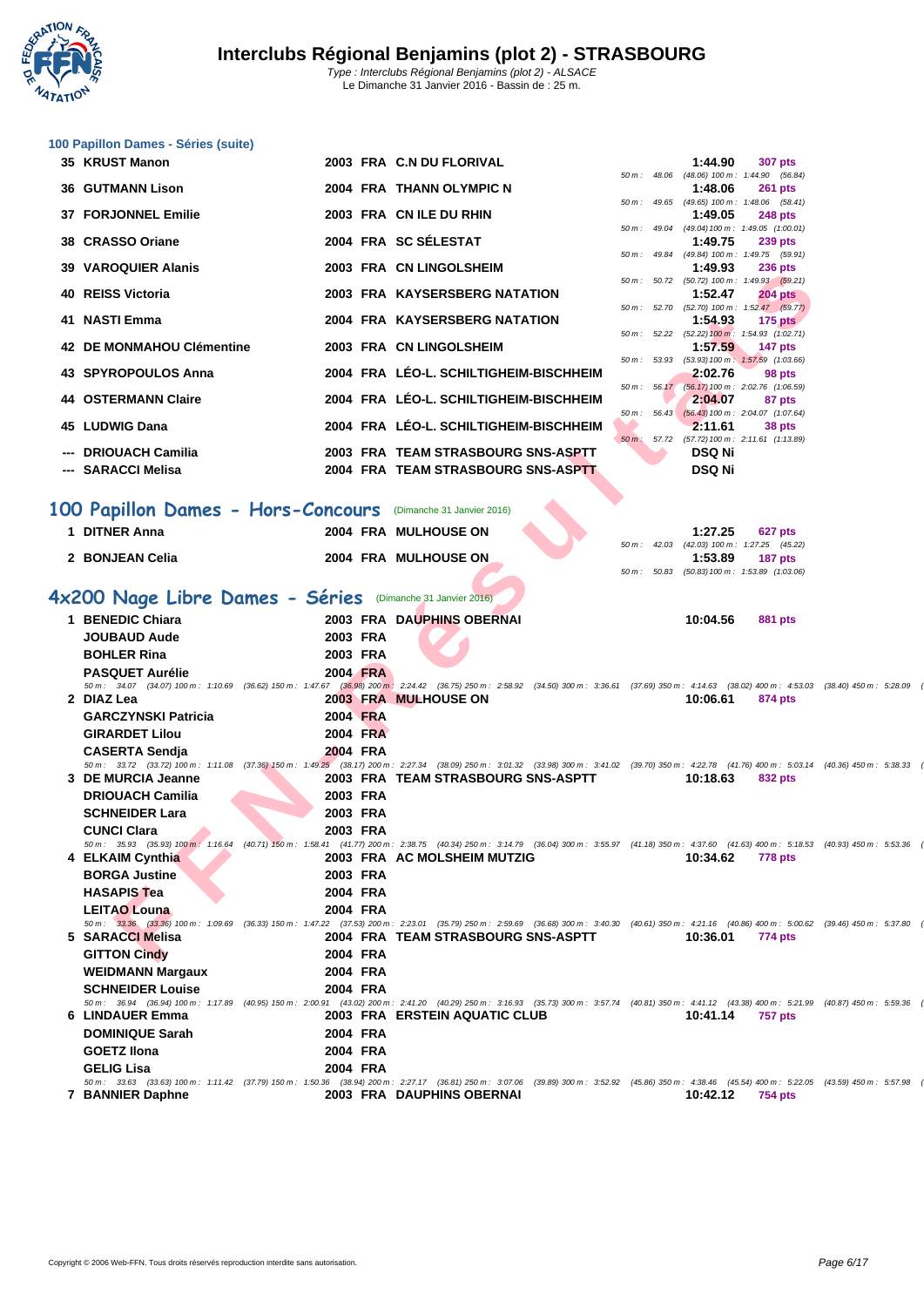# Interclubs Régional Benjamins (plot 2) - STRASBOURG

Type : Interclubs Régional Benjamins (plot 2) - ALSACE
Le Dimanche 31 Janvier 2016 - Bassin de : 25 m.

### 100 Papillon Dames - Séries (suite)

| Place | Nom | Année | Nat. | Club | Temps | Points | Splits |
|---|---|---|---|---|---|---|---|
| 35 | KRUST Manon | 2003 | FRA | C.N DU FLORIVAL | 1:44.90 | 307 pts | 50 m : 48.06 (48.06) 100 m : 1:44.90 (56.84) |
| 36 | GUTMANN Lison | 2004 | FRA | THANN OLYMPIC N | 1:48.06 | 261 pts | 50 m : 49.65 (49.65) 100 m : 1:48.06 (58.41) |
| 37 | FORJONNEL Emilie | 2003 | FRA | CN ILE DU RHIN | 1:49.05 | 248 pts | 50 m : 49.04 (49.04) 100 m : 1:49.05 (1:00.01) |
| 38 | CRASSO Oriane | 2004 | FRA | SC SÉLESTAT | 1:49.75 | 239 pts | 50 m : 49.84 (49.84) 100 m : 1:49.75 (59.91) |
| 39 | VAROQUIER Alanis | 2003 | FRA | CN LINGOLSHEIM | 1:49.93 | 236 pts | 50 m : 50.72 (50.72) 100 m : 1:49.93 (59.21) |
| 40 | REISS Victoria | 2003 | FRA | KAYSERSBERG NATATION | 1:52.47 | 204 pts | 50 m : 52.70 (52.70) 100 m : 1:52.47 (59.77) |
| 41 | NASTI Emma | 2004 | FRA | KAYSERSBERG NATATION | 1:54.93 | 175 pts | 50 m : 52.22 (52.22) 100 m : 1:54.93 (1:02.71) |
| 42 | DE MONMAHOU Clémentine | 2003 | FRA | CN LINGOLSHEIM | 1:57.59 | 147 pts | 50 m : 53.93 (53.93) 100 m : 1:57.59 (1:03.66) |
| 43 | SPYROPOULOS Anna | 2004 | FRA | LÉO-L. SCHILTIGHEIM-BISCHHEIM | 2:02.76 | 98 pts | 50 m : 56.17 (56.17) 100 m : 2:02.76 (1:06.59) |
| 44 | OSTERMANN Claire | 2004 | FRA | LÉO-L. SCHILTIGHEIM-BISCHHEIM | 2:04.07 | 87 pts | 50 m : 56.43 (56.43) 100 m : 2:04.07 (1:07.64) |
| 45 | LUDWIG Dana | 2004 | FRA | LÉO-L. SCHILTIGHEIM-BISCHHEIM | 2:11.61 | 38 pts | 50 m : 57.72 (57.72) 100 m : 2:11.61 (1:13.89) |
| --- | DRIOUACH Camilia | 2003 | FRA | TEAM STRASBOURG SNS-ASPTT | DSQ Ni | | |
| --- | SARACCI Melisa | 2004 | FRA | TEAM STRASBOURG SNS-ASPTT | DSQ Ni | | |

## 100 Papillon Dames - Hors-Concours (Dimanche 31 Janvier 2016)

| Place | Nom | Année | Nat. | Club | Temps | Points | Splits |
|---|---|---|---|---|---|---|---|
| 1 | DITNER Anna | 2004 | FRA | MULHOUSE ON | 1:27.25 | 627 pts | 50 m : 42.03 (42.03) 100 m : 1:27.25 (45.22) |
| 2 | BONJEAN Celia | 2004 | FRA | MULHOUSE ON | 1:53.89 | 187 pts | 50 m : 50.83 (50.83) 100 m : 1:53.89 (1:03.06) |

## 4x200 Nage Libre Dames - Séries (Dimanche 31 Janvier 2016)

| Place | Nom | Année | Nat. | Club | Temps | Points |
|---|---|---|---|---|---|---|
| 1 | BENEDIC Chiara | 2003 | FRA | DAUPHINS OBERNAI | 10:04.56 | 881 pts |
| | JOUBAUD Aude | 2003 | FRA | | | |
| | BOHLER Rina | 2003 | FRA | | | |
| | PASQUET Aurélie | 2004 | FRA | | | |
| | *50 m : 34.07 (34.07) 100 m : 1:10.69 (36.62) 150 m : 1:47.67 (36.98) 200 m : 2:24.42 (36.75) 250 m : 2:58.92 (34.50) 300 m : 3:36.61 (37.69) 350 m : 4:14.63 (38.02) 400 m : 4:53.03 (38.40) 450 m : 5:28.09 (* | | | | | |
| 2 | DIAZ Lea | 2003 | FRA | MULHOUSE ON | 10:06.61 | 874 pts |
| | GARCZYNSKI Patricia | 2004 | FRA | | | |
| | GIRARDET Lilou | 2004 | FRA | | | |
| | CASERTA Sendja | 2004 | FRA | | | |
| | *50 m : 33.72 (33.72) 100 m : 1:11.08 (37.36) 150 m : 1:49.25 (38.17) 200 m : 2:27.34 (38.09) 250 m : 3:01.32 (33.98) 300 m : 3:41.02 (39.70) 350 m : 4:22.78 (41.76) 400 m : 5:03.14 (40.36) 450 m : 5:38.33 (* | | | | | |
| 3 | DE MURCIA Jeanne | 2003 | FRA | TEAM STRASBOURG SNS-ASPTT | 10:18.63 | 832 pts |
| | DRIOUACH Camilia | 2003 | FRA | | | |
| | SCHNEIDER Lara | 2003 | FRA | | | |
| | CUNCI Clara | 2003 | FRA | | | |
| | *50 m : 35.93 (35.93) 100 m : 1:16.64 (40.71) 150 m : 1:58.41 (41.77) 200 m : 2:38.75 (40.34) 250 m : 3:14.79 (36.04) 300 m : 3:55.97 (41.18) 350 m : 4:37.60 (41.63) 400 m : 5:18.53 (40.93) 450 m : 5:53.36 (* | | | | | |
| 4 | ELKAIM Cynthia | 2003 | FRA | AC MOLSHEIM MUTZIG | 10:34.62 | 778 pts |
| | BORGA Justine | 2003 | FRA | | | |
| | HASAPIS Tea | 2004 | FRA | | | |
| | LEITAO Louna | 2004 | FRA | | | |
| | *50 m : 33.36 (33.36) 100 m : 1:09.69 (36.33) 150 m : 1:47.22 (37.53) 200 m : 2:23.01 (35.79) 250 m : 2:59.69 (36.68) 300 m : 3:40.30 (40.61) 350 m : 4:21.16 (40.86) 400 m : 5:00.62 (39.46) 450 m : 5:37.80 (* | | | | | |
| 5 | SARACCI Melisa | 2004 | FRA | TEAM STRASBOURG SNS-ASPTT | 10:36.01 | 774 pts |
| | GITTON Cindy | 2004 | FRA | | | |
| | WEIDMANN Margaux | 2004 | FRA | | | |
| | SCHNEIDER Louise | 2004 | FRA | | | |
| | *50 m : 36.94 (36.94) 100 m : 1:17.89 (40.95) 150 m : 2:00.91 (43.02) 200 m : 2:41.20 (40.29) 250 m : 3:16.93 (35.73) 300 m : 3:57.74 (40.81) 350 m : 4:41.12 (43.38) 400 m : 5:21.99 (40.87) 450 m : 5:59.36 (* | | | | | |
| 6 | LINDAUER Emma | 2003 | FRA | ERSTEIN AQUATIC CLUB | 10:41.14 | 757 pts |
| | DOMINIQUE Sarah | 2004 | FRA | | | |
| | GOETZ Ilona | 2004 | FRA | | | |
| | GELIG Lisa | 2004 | FRA | | | |
| | *50 m : 33.63 (33.63) 100 m : 1:11.42 (37.79) 150 m : 1:50.36 (38.94) 200 m : 2:27.17 (36.81) 250 m : 3:07.06 (39.89) 300 m : 3:52.92 (45.86) 350 m : 4:38.46 (45.54) 400 m : 5:22.05 (43.59) 450 m : 5:57.98 (* | | | | | |
| 7 | BANNIER Daphne | 2003 | FRA | DAUPHINS OBERNAI | 10:42.12 | 754 pts |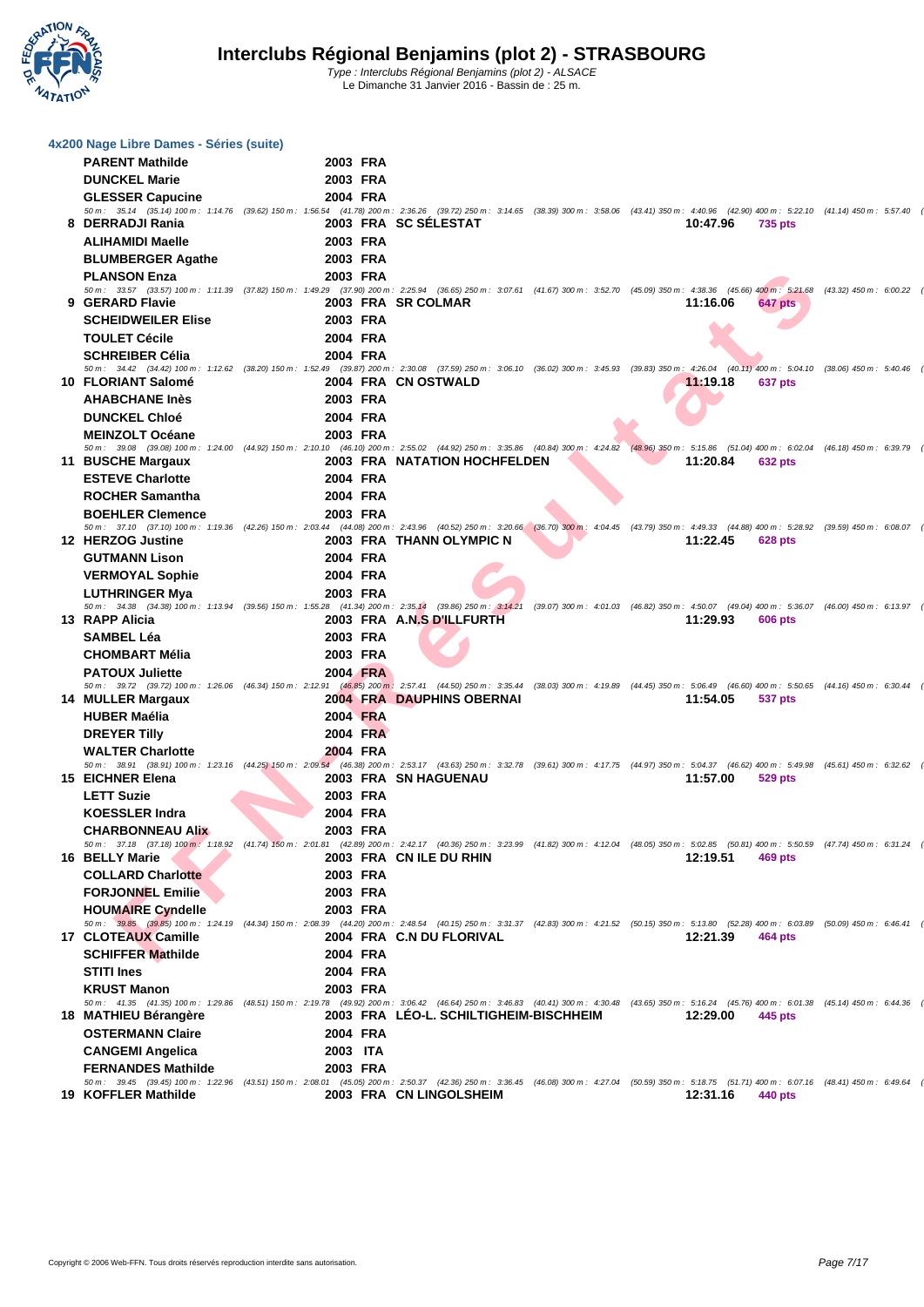# Interclubs Régional Benjamins (plot 2) - STRASBOURG

*Type : Interclubs Régional Benjamins (plot 2) - ALSACE*
Le Dimanche 31 Janvier 2016 - Bassin de : 25 m.

### 4x200 Nage Libre Dames - Séries (suite)

| | Nom | Année | Nat | Club | Temps | Points |
|---|---|---|---|---|---|---|
| | **PARENT Mathilde** | 2003 | FRA | | | |
| | **DUNCKEL Marie** | 2003 | FRA | | | |
| | **GLESSER Capucine** | 2004 | FRA | | | |

*50 m : 35.14 (35.14) 100 m : 1:14.76 (39.62) 150 m : 1:56.54 (41.78) 200 m : 2:36.26 (39.72) 250 m : 3:14.65 (38.39) 300 m : 3:58.06 (43.41) 350 m : 4:40.96 (42.90) 400 m : 5:22.10 (41.14) 450 m : 5:57.40 (*

| | Nom | Année | Nat | Club | Temps | Points |
|---|---|---|---|---|---|---|
| 8 | **DERRADJI Rania** | 2003 | FRA | SC SÉLESTAT | 10:47.96 | 735 pts |
| | **ALIHAMIDI Maelle** | 2003 | FRA | | | |
| | **BLUMBERGER Agathe** | 2003 | FRA | | | |
| | **PLANSON Enza** | 2003 | FRA | | | |

*50 m : 33.57 (33.57) 100 m : 1:11.39 (37.82) 150 m : 1:49.29 (37.90) 200 m : 2:25.94 (36.65) 250 m : 3:07.61 (41.67) 300 m : 3:52.70 (45.09) 350 m : 4:38.36 (45.66) 400 m : 5:21.68 (43.32) 450 m : 6:00.22 (*

| | Nom | Année | Nat | Club | Temps | Points |
|---|---|---|---|---|---|---|
| 9 | **GERARD Flavie** | 2003 | FRA | SR COLMAR | 11:16.06 | 647 pts |
| | **SCHEIDWEILER Elise** | 2003 | FRA | | | |
| | **TOULET Cécile** | 2004 | FRA | | | |
| | **SCHREIBER Célia** | 2004 | FRA | | | |

*50 m : 34.42 (34.42) 100 m : 1:12.62 (38.20) 150 m : 1:52.49 (39.87) 200 m : 2:30.08 (37.59) 250 m : 3:06.10 (36.02) 300 m : 3:45.93 (39.83) 350 m : 4:26.04 (40.11) 400 m : 5:04.10 (38.06) 450 m : 5:40.46 (*

| | Nom | Année | Nat | Club | Temps | Points |
|---|---|---|---|---|---|---|
| 10 | **FLORIANT Salomé** | 2004 | FRA | CN OSTWALD | 11:19.18 | 637 pts |
| | **AHABCHANE Inès** | 2003 | FRA | | | |
| | **DUNCKEL Chloé** | 2004 | FRA | | | |
| | **MEINZOLT Océane** | 2003 | FRA | | | |

*50 m : 39.08 (39.08) 100 m : 1:24.00 (44.92) 150 m : 2:10.10 (46.10) 200 m : 2:55.02 (44.92) 250 m : 3:35.86 (40.84) 300 m : 4:24.82 (48.96) 350 m : 5:15.86 (51.04) 400 m : 6:02.04 (46.18) 450 m : 6:39.79 (*

| | Nom | Année | Nat | Club | Temps | Points |
|---|---|---|---|---|---|---|
| 11 | **BUSCHE Margaux** | 2003 | FRA | NATATION HOCHFELDEN | 11:20.84 | 632 pts |
| | **ESTEVE Charlotte** | 2004 | FRA | | | |
| | **ROCHER Samantha** | 2004 | FRA | | | |
| | **BOEHLER Clemence** | 2003 | FRA | | | |

*50 m : 37.10 (37.10) 100 m : 1:19.36 (42.26) 150 m : 2:03.44 (44.08) 200 m : 2:43.96 (40.52) 250 m : 3:20.66 (36.70) 300 m : 4:04.45 (43.79) 350 m : 4:49.33 (44.88) 400 m : 5:28.92 (39.59) 450 m : 6:08.07 (*

| | Nom | Année | Nat | Club | Temps | Points |
|---|---|---|---|---|---|---|
| 12 | **HERZOG Justine** | 2003 | FRA | THANN OLYMPIC N | 11:22.45 | 628 pts |
| | **GUTMANN Lison** | 2004 | FRA | | | |
| | **VERMOYAL Sophie** | 2004 | FRA | | | |
| | **LUTHRINGER Mya** | 2003 | FRA | | | |

*50 m : 34.38 (34.38) 100 m : 1:13.94 (39.56) 150 m : 1:55.28 (41.34) 200 m : 2:35.14 (39.86) 250 m : 3:14.21 (39.07) 300 m : 4:01.03 (46.82) 350 m : 4:50.07 (49.04) 400 m : 5:36.07 (46.00) 450 m : 6:13.97 (*

| | Nom | Année | Nat | Club | Temps | Points |
|---|---|---|---|---|---|---|
| 13 | **RAPP Alicia** | 2003 | FRA | A.N.S D'ILLFURTH | 11:29.93 | 606 pts |
| | **SAMBEL Léa** | 2003 | FRA | | | |
| | **CHOMBART Mélia** | 2003 | FRA | | | |
| | **PATOUX Juliette** | 2004 | FRA | | | |

*50 m : 39.72 (39.72) 100 m : 1:26.06 (46.34) 150 m : 2:12.91 (46.85) 200 m : 2:57.41 (44.50) 250 m : 3:35.44 (38.03) 300 m : 4:19.89 (44.45) 350 m : 5:06.49 (46.60) 400 m : 5:50.65 (44.16) 450 m : 6:30.44 (*

| | Nom | Année | Nat | Club | Temps | Points |
|---|---|---|---|---|---|---|
| 14 | **MULLER Margaux** | 2004 | FRA | DAUPHINS OBERNAI | 11:54.05 | 537 pts |
| | **HUBER Maélia** | 2004 | FRA | | | |
| | **DREYER Tilly** | 2004 | FRA | | | |
| | **WALTER Charlotte** | 2004 | FRA | | | |

*50 m : 38.91 (38.91) 100 m : 1:23.16 (44.25) 150 m : 2:09.54 (46.38) 200 m : 2:53.17 (43.63) 250 m : 3:32.78 (39.61) 300 m : 4:17.75 (44.97) 350 m : 5:04.37 (46.62) 400 m : 5:49.98 (45.61) 450 m : 6:32.62 (*

| | Nom | Année | Nat | Club | Temps | Points |
|---|---|---|---|---|---|---|
| 15 | **EICHNER Elena** | 2003 | FRA | SN HAGUENAU | 11:57.00 | 529 pts |
| | **LETT Suzie** | 2003 | FRA | | | |
| | **KOESSLER Indra** | 2004 | FRA | | | |
| | **CHARBONNEAU Alix** | 2003 | FRA | | | |

*50 m : 37.18 (37.18) 100 m : 1:18.92 (41.74) 150 m : 2:01.81 (42.89) 200 m : 2:42.17 (40.36) 250 m : 3:23.99 (41.82) 300 m : 4:12.04 (48.05) 350 m : 5:02.85 (50.81) 400 m : 5:50.59 (47.74) 450 m : 6:31.24 (*

| | Nom | Année | Nat | Club | Temps | Points |
|---|---|---|---|---|---|---|
| 16 | **BELLY Marie** | 2003 | FRA | CN ILE DU RHIN | 12:19.51 | 469 pts |
| | **COLLARD Charlotte** | 2003 | FRA | | | |
| | **FORJONNEL Emilie** | 2003 | FRA | | | |
| | **HOUMAIRE Cyndelle** | 2003 | FRA | | | |

*50 m : 39.85 (39.85) 100 m : 1:24.19 (44.34) 150 m : 2:08.39 (44.20) 200 m : 2:48.54 (40.15) 250 m : 3:31.37 (42.83) 300 m : 4:21.52 (50.15) 350 m : 5:13.80 (52.28) 400 m : 6:03.89 (50.09) 450 m : 6:46.41 (*

| | Nom | Année | Nat | Club | Temps | Points |
|---|---|---|---|---|---|---|
| 17 | **CLOTEAUX Camille** | 2004 | FRA | C.N DU FLORIVAL | 12:21.39 | 464 pts |
| | **SCHIFFER Mathilde** | 2004 | FRA | | | |
| | **STITI Ines** | 2004 | FRA | | | |
| | **KRUST Manon** | 2003 | FRA | | | |

*50 m : 41.35 (41.35) 100 m : 1:29.86 (48.51) 150 m : 2:19.78 (49.92) 200 m : 3:06.42 (46.64) 250 m : 3:46.83 (40.41) 300 m : 4:30.48 (43.65) 350 m : 5:16.24 (45.76) 400 m : 6:01.38 (45.14) 450 m : 6:44.36 (*

| | Nom | Année | Nat | Club | Temps | Points |
|---|---|---|---|---|---|---|
| 18 | **MATHIEU Bérangère** | 2003 | FRA | LÉO-L. SCHILTIGHEIM-BISCHHEIM | 12:29.00 | 445 pts |
| | **OSTERMANN Claire** | 2004 | FRA | | | |
| | **CANGEMI Angelica** | 2003 | ITA | | | |
| | **FERNANDES Mathilde** | 2003 | FRA | | | |

*50 m : 39.45 (39.45) 100 m : 1:22.96 (43.51) 150 m : 2:08.01 (45.05) 200 m : 2:50.37 (42.36) 250 m : 3:36.45 (46.08) 300 m : 4:27.04 (50.59) 350 m : 5:18.75 (51.71) 400 m : 6:07.16 (48.41) 450 m : 6:49.64 (*

| | Nom | Année | Nat | Club | Temps | Points |
|---|---|---|---|---|---|---|
| 19 | **KOFFLER Mathilde** | 2003 | FRA | CN LINGOLSHEIM | 12:31.16 | 440 pts |

Copyright © 2006 Web-FFN. Tous droits réservés reproduction interdite sans autorisation.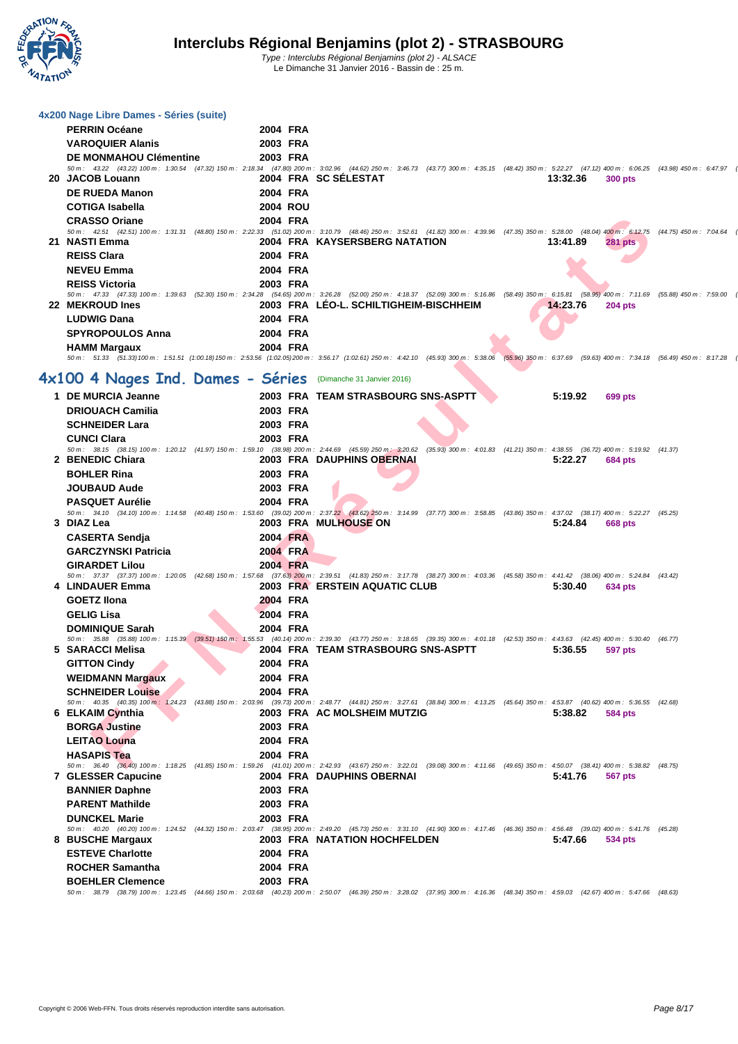# Interclubs Régional Benjamins (plot 2) - STRASBOURG

*Type : Interclubs Régional Benjamins (plot 2) - ALSACE*
Le Dimanche 31 Janvier 2016 - Bassin de : 25 m.

### 4x200 Nage Libre Dames - Séries (suite)

| | Nom | Année | Nat. | Club | Temps | Points |
|---|---|---|---|---|---|---|
| | PERRIN Océane | 2004 | FRA | | | |
| | VAROQUIER Alanis | 2003 | FRA | | | |
| | DE MONMAHOU Clémentine | 2003 | FRA | | | |

*50 m : 43.22 (43.22) 100 m : 1:30.54 (47.32) 150 m : 2:18.34 (47.80) 200 m : 3:02.96 (44.62) 250 m : 3:46.73 (43.77) 300 m : 4:35.15 (48.42) 350 m : 5:22.27 (47.12) 400 m : 6:06.25 (43.98) 450 m : 6:47.97 (*

| | Nom | Année | Nat. | Club | Temps | Points |
|---|---|---|---|---|---|---|
| 20 | JACOB Louann | 2004 | FRA | SC SÉLESTAT | 13:32.36 | 300 pts |
| | DE RUEDA Manon | 2004 | FRA | | | |
| | COTIGA Isabella | 2004 | ROU | | | |
| | CRASSO Oriane | 2004 | FRA | | | |

*50 m : 42.51 (42.51) 100 m : 1:31.31 (48.80) 150 m : 2:22.33 (51.02) 200 m : 3:10.79 (48.46) 250 m : 3:52.61 (41.82) 300 m : 4:39.96 (47.35) 350 m : 5:28.00 (48.04) 400 m : 6:12.75 (44.75) 450 m : 7:04.64 (*

| | Nom | Année | Nat. | Club | Temps | Points |
|---|---|---|---|---|---|---|
| 21 | NASTI Emma | 2004 | FRA | KAYSERSBERG NATATION | 13:41.89 | 281 pts |
| | REISS Clara | 2004 | FRA | | | |
| | NEVEU Emma | 2004 | FRA | | | |
| | REISS Victoria | 2003 | FRA | | | |

*50 m : 47.33 (47.33) 100 m : 1:39.63 (52.30) 150 m : 2:34.28 (54.65) 200 m : 3:26.28 (52.00) 250 m : 4:18.37 (52.09) 300 m : 5:16.86 (58.49) 350 m : 6:15.81 (58.95) 400 m : 7:11.69 (55.88) 450 m : 7:59.00 (*

| | Nom | Année | Nat. | Club | Temps | Points |
|---|---|---|---|---|---|---|
| 22 | MEKROUD Ines | 2003 | FRA | LÉO-L. SCHILTIGHEIM-BISCHHEIM | 14:23.76 | 204 pts |
| | LUDWIG Dana | 2004 | FRA | | | |
| | SPYROPOULOS Anna | 2004 | FRA | | | |
| | HAMM Margaux | 2004 | FRA | | | |

*50 m : 51.33 (51.33) 100 m : 1:51.51 (1:00.18) 150 m : 2:53.56 (1:02.05) 200 m : 3:56.17 (1:02.61) 250 m : 4:42.10 (45.93) 300 m : 5:38.06 (55.96) 350 m : 6:37.69 (59.63) 400 m : 7:34.18 (56.49) 450 m : 8:17.28 (*

## 4x100 4 Nages Ind. Dames - Séries (Dimanche 31 Janvier 2016)

| | Nom | Année | Nat. | Club | Temps | Points |
|---|---|---|---|---|---|---|
| 1 | DE MURCIA Jeanne | 2003 | FRA | TEAM STRASBOURG SNS-ASPTT | 5:19.92 | 699 pts |
| | DRIOUACH Camilia | 2003 | FRA | | | |
| | SCHNEIDER Lara | 2003 | FRA | | | |
| | CUNCI Clara | 2003 | FRA | | | |

*50 m : 38.15 (38.15) 100 m : 1:20.12 (41.97) 150 m : 1:59.10 (38.98) 200 m : 2:44.69 (45.59) 250 m : 3:20.62 (35.93) 300 m : 4:01.83 (41.21) 350 m : 4:38.55 (36.72) 400 m : 5:19.92 (41.37)*

| | Nom | Année | Nat. | Club | Temps | Points |
|---|---|---|---|---|---|---|
| 2 | BENEDIC Chiara | 2003 | FRA | DAUPHINS OBERNAI | 5:22.27 | 684 pts |
| | BOHLER Rina | 2003 | FRA | | | |
| | JOUBAUD Aude | 2003 | FRA | | | |
| | PASQUET Aurélie | 2004 | FRA | | | |

*50 m : 34.10 (34.10) 100 m : 1:14.58 (40.48) 150 m : 1:53.60 (39.02) 200 m : 2:37.22 (43.62) 250 m : 3:14.99 (37.77) 300 m : 3:58.85 (43.86) 350 m : 4:37.02 (38.17) 400 m : 5:22.27 (45.25)*

| | Nom | Année | Nat. | Club | Temps | Points |
|---|---|---|---|---|---|---|
| 3 | DIAZ Lea | 2003 | FRA | MULHOUSE ON | 5:24.84 | 668 pts |
| | CASERTA Sendja | 2004 | FRA | | | |
| | GARCZYNSKI Patricia | 2004 | FRA | | | |
| | GIRARDET Lilou | 2004 | FRA | | | |

*50 m : 37.37 (37.37) 100 m : 1:20.05 (42.68) 150 m : 1:57.68 (37.63) 200 m : 2:39.51 (41.83) 250 m : 3:17.78 (38.27) 300 m : 4:03.36 (45.58) 350 m : 4:41.42 (38.06) 400 m : 5:24.84 (43.42)*

| | Nom | Année | Nat. | Club | Temps | Points |
|---|---|---|---|---|---|---|
| 4 | LINDAUER Emma | 2003 | FRA | ERSTEIN AQUATIC CLUB | 5:30.40 | 634 pts |
| | GOETZ Ilona | 2004 | FRA | | | |
| | GELIG Lisa | 2004 | FRA | | | |
| | DOMINIQUE Sarah | 2004 | FRA | | | |

*50 m : 35.88 (35.88) 100 m : 1:15.39 (39.51) 150 m : 1:55.53 (40.14) 200 m : 2:39.30 (43.77) 250 m : 3:18.65 (39.35) 300 m : 4:01.18 (42.53) 350 m : 4:43.63 (42.45) 400 m : 5:30.40 (46.77)*

| | Nom | Année | Nat. | Club | Temps | Points |
|---|---|---|---|---|---|---|
| 5 | SARACCI Melisa | 2004 | FRA | TEAM STRASBOURG SNS-ASPTT | 5:36.55 | 597 pts |
| | GITTON Cindy | 2004 | FRA | | | |
| | WEIDMANN Margaux | 2004 | FRA | | | |
| | SCHNEIDER Louise | 2004 | FRA | | | |

*50 m : 40.35 (40.35) 100 m : 1:24.23 (43.88) 150 m : 2:03.96 (39.73) 200 m : 2:48.77 (44.81) 250 m : 3:27.61 (38.84) 300 m : 4:13.25 (45.64) 350 m : 4:53.87 (40.62) 400 m : 5:36.55 (42.68)*

| | Nom | Année | Nat. | Club | Temps | Points |
|---|---|---|---|---|---|---|
| 6 | ELKAIM Cynthia | 2003 | FRA | AC MOLSHEIM MUTZIG | 5:38.82 | 584 pts |
| | BORGA Justine | 2003 | FRA | | | |
| | LEITAO Louna | 2004 | FRA | | | |
| | HASAPIS Tea | 2004 | FRA | | | |

*50 m : 36.40 (36.40) 100 m : 1:18.25 (41.85) 150 m : 1:59.26 (41.01) 200 m : 2:42.93 (43.67) 250 m : 3:22.01 (39.08) 300 m : 4:11.66 (49.65) 350 m : 4:50.07 (38.41) 400 m : 5:38.82 (48.75)*

| | Nom | Année | Nat. | Club | Temps | Points |
|---|---|---|---|---|---|---|
| 7 | GLESSER Capucine | 2004 | FRA | DAUPHINS OBERNAI | 5:41.76 | 567 pts |
| | BANNIER Daphne | 2003 | FRA | | | |
| | PARENT Mathilde | 2003 | FRA | | | |
| | DUNCKEL Marie | 2003 | FRA | | | |

*50 m : 40.20 (40.20) 100 m : 1:24.52 (44.32) 150 m : 2:03.47 (38.95) 200 m : 2:49.20 (45.73) 250 m : 3:31.10 (41.90) 300 m : 4:17.46 (46.36) 350 m : 4:56.48 (39.02) 400 m : 5:41.76 (45.28)*

| | Nom | Année | Nat. | Club | Temps | Points |
|---|---|---|---|---|---|---|
| 8 | BUSCHE Margaux | 2003 | FRA | NATATION HOCHFELDEN | 5:47.66 | 534 pts |
| | ESTEVE Charlotte | 2004 | FRA | | | |
| | ROCHER Samantha | 2004 | FRA | | | |
| | BOEHLER Clemence | 2003 | FRA | | | |

*50 m : 38.79 (38.79) 100 m : 1:23.45 (44.66) 150 m : 2:03.68 (40.23) 200 m : 2:50.07 (46.39) 250 m : 3:28.02 (37.95) 300 m : 4:16.36 (48.34) 350 m : 4:59.03 (42.67) 400 m : 5:47.66 (48.63)*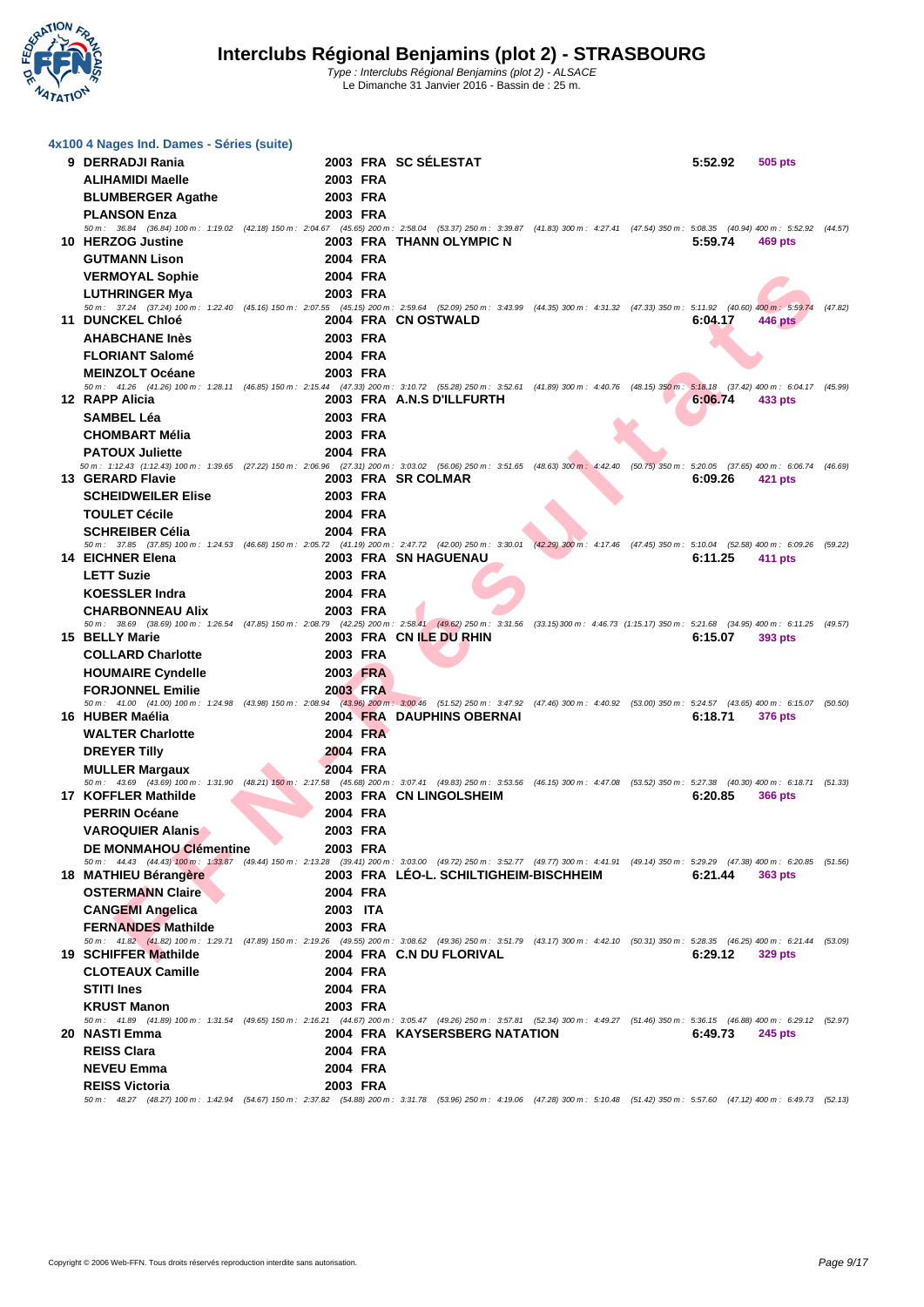# Interclubs Régional Benjamins (plot 2) - STRASBOURG

*Type : Interclubs Régional Benjamins (plot 2) - ALSACE*
Le Dimanche 31 Janvier 2016 - Bassin de : 25 m.

### 4x100 4 Nages Ind. Dames - Séries (suite)

**9 DERRADJI Rania** 2003 FRA **SC SÉLESTAT** **5:52.92** **505 pts**
**ALIHAMIDI Maelle** 2003 FRA
**BLUMBERGER Agathe** 2003 FRA
**PLANSON Enza** 2003 FRA
*50 m : 36.84 (36.84) 100 m : 1:19.02 (42.18) 150 m : 2:04.67 (45.65) 200 m : 2:58.04 (53.37) 250 m : 3:39.87 (41.83) 300 m : 4:27.41 (47.54) 350 m : 5:08.35 (40.94) 400 m : 5:52.92 (44.57)*

**10 HERZOG Justine** 2003 FRA **THANN OLYMPIC N** **5:59.74** **469 pts**
**GUTMANN Lison** 2004 FRA
**VERMOYAL Sophie** 2004 FRA
**LUTHRINGER Mya** 2003 FRA
*50 m : 37.24 (37.24) 100 m : 1:22.40 (45.16) 150 m : 2:07.55 (45.15) 200 m : 2:59.64 (52.09) 250 m : 3:43.99 (44.35) 300 m : 4:31.32 (47.33) 350 m : 5:11.92 (40.60) 400 m : 5:59.74 (47.82)*

**11 DUNCKEL Chloé** 2004 FRA **CN OSTWALD** **6:04.17** **446 pts**
**AHABCHANE Inès** 2003 FRA
**FLORIANT Salomé** 2004 FRA
**MEINZOLT Océane** 2003 FRA
*50 m : 41.26 (41.26) 100 m : 1:28.11 (46.85) 150 m : 2:15.44 (47.33) 200 m : 3:10.72 (55.28) 250 m : 3:52.61 (41.89) 300 m : 4:40.76 (48.15) 350 m : 5:18.18 (37.42) 400 m : 6:04.17 (45.99)*

**12 RAPP Alicia** 2003 FRA **A.N.S D'ILLFURTH** **6:06.74** **433 pts**
**SAMBEL Léa** 2003 FRA
**CHOMBART Mélia** 2003 FRA
**PATOUX Juliette** 2004 FRA
*50 m : 1:12.43 (1:12.43) 100 m : 1:39.65 (27.22) 150 m : 2:06.96 (27.31) 200 m : 3:03.02 (56.06) 250 m : 3:51.65 (48.63) 300 m : 4:42.40 (50.75) 350 m : 5:20.05 (37.65) 400 m : 6:06.74 (46.69)*

**13 GERARD Flavie** 2003 FRA **SR COLMAR** **6:09.26** **421 pts**
**SCHEIDWEILER Elise** 2003 FRA
**TOULET Cécile** 2004 FRA
**SCHREIBER Célia** 2004 FRA
*50 m : 37.85 (37.85) 100 m : 1:24.53 (46.68) 150 m : 2:05.72 (41.19) 200 m : 2:47.72 (42.00) 250 m : 3:30.01 (42.29) 300 m : 4:17.46 (47.45) 350 m : 5:10.04 (52.58) 400 m : 6:09.26 (59.22)*

**14 EICHNER Elena** 2003 FRA **SN HAGUENAU** **6:11.25** **411 pts**
**LETT Suzie** 2003 FRA
**KOESSLER Indra** 2004 FRA
**CHARBONNEAU Alix** 2003 FRA
*50 m : 38.69 (38.69) 100 m : 1:26.54 (47.85) 150 m : 2:08.79 (42.25) 200 m : 2:58.41 (49.62) 250 m : 3:31.56 (33.15) 300 m : 4:46.73 (1:15.17) 350 m : 5:21.68 (34.95) 400 m : 6:11.25 (49.57)*

**15 BELLY Marie** 2003 FRA **CN ILE DU RHIN** **6:15.07** **393 pts**
**COLLARD Charlotte** 2003 FRA
**HOUMAIRE Cyndelle** 2003 FRA
**FORJONNEL Emilie** 2003 FRA
*50 m : 41.00 (41.00) 100 m : 1:24.98 (43.98) 150 m : 2:08.94 (43.96) 200 m : 3:00.46 (51.52) 250 m : 3:47.92 (47.46) 300 m : 4:40.92 (53.00) 350 m : 5:24.57 (43.65) 400 m : 6:15.07 (50.50)*

**16 HUBER Maélia** 2004 FRA **DAUPHINS OBERNAI** **6:18.71** **376 pts**
**WALTER Charlotte** 2004 FRA
**DREYER Tilly** 2004 FRA
**MULLER Margaux** 2004 FRA
*50 m : 43.69 (43.69) 100 m : 1:31.90 (48.21) 150 m : 2:17.58 (45.68) 200 m : 3:07.41 (49.83) 250 m : 3:53.56 (46.15) 300 m : 4:47.08 (53.52) 350 m : 5:27.38 (40.30) 400 m : 6:18.71 (51.33)*

**17 KOFFLER Mathilde** 2003 FRA **CN LINGOLSHEIM** **6:20.85** **366 pts**
**PERRIN Océane** 2004 FRA
**VAROQUIER Alanis** 2003 FRA
**DE MONMAHOU Clémentine** 2003 FRA
*50 m : 44.43 (44.43) 100 m : 1:33.87 (49.44) 150 m : 2:13.28 (39.41) 200 m : 3:03.00 (49.72) 250 m : 3:52.77 (49.77) 300 m : 4:41.91 (49.14) 350 m : 5:29.29 (47.38) 400 m : 6:20.85 (51.56)*

**18 MATHIEU Bérangère** 2003 FRA **LÉO-L. SCHILTIGHEIM-BISCHHEIM** **6:21.44** **363 pts**
**OSTERMANN Claire** 2004 FRA
**CANGEMI Angelica** 2003 ITA
**FERNANDES Mathilde** 2003 FRA
*50 m : 41.82 (41.82) 100 m : 1:29.71 (47.89) 150 m : 2:19.26 (49.55) 200 m : 3:08.62 (49.36) 250 m : 3:51.79 (43.17) 300 m : 4:42.10 (50.31) 350 m : 5:28.35 (46.25) 400 m : 6:21.44 (53.09)*

**19 SCHIFFER Mathilde** 2004 FRA **C.N DU FLORIVAL** **6:29.12** **329 pts**
**CLOTEAUX Camille** 2004 FRA
**STITI Ines** 2004 FRA
**KRUST Manon** 2003 FRA
*50 m : 41.89 (41.89) 100 m : 1:31.54 (49.65) 150 m : 2:16.21 (44.67) 200 m : 3:05.47 (49.26) 250 m : 3:57.81 (52.34) 300 m : 4:49.27 (51.46) 350 m : 5:36.15 (46.88) 400 m : 6:29.12 (52.97)*

**20 NASTI Emma** 2004 FRA **KAYSERSBERG NATATION** **6:49.73** **245 pts**
**REISS Clara** 2004 FRA
**NEVEU Emma** 2004 FRA
**REISS Victoria** 2003 FRA
*50 m : 48.27 (48.27) 100 m : 1:42.94 (54.67) 150 m : 2:37.82 (54.88) 200 m : 3:31.78 (53.96) 250 m : 4:19.06 (47.28) 300 m : 5:10.48 (51.42) 350 m : 5:57.60 (47.12) 400 m : 6:49.73 (52.13)*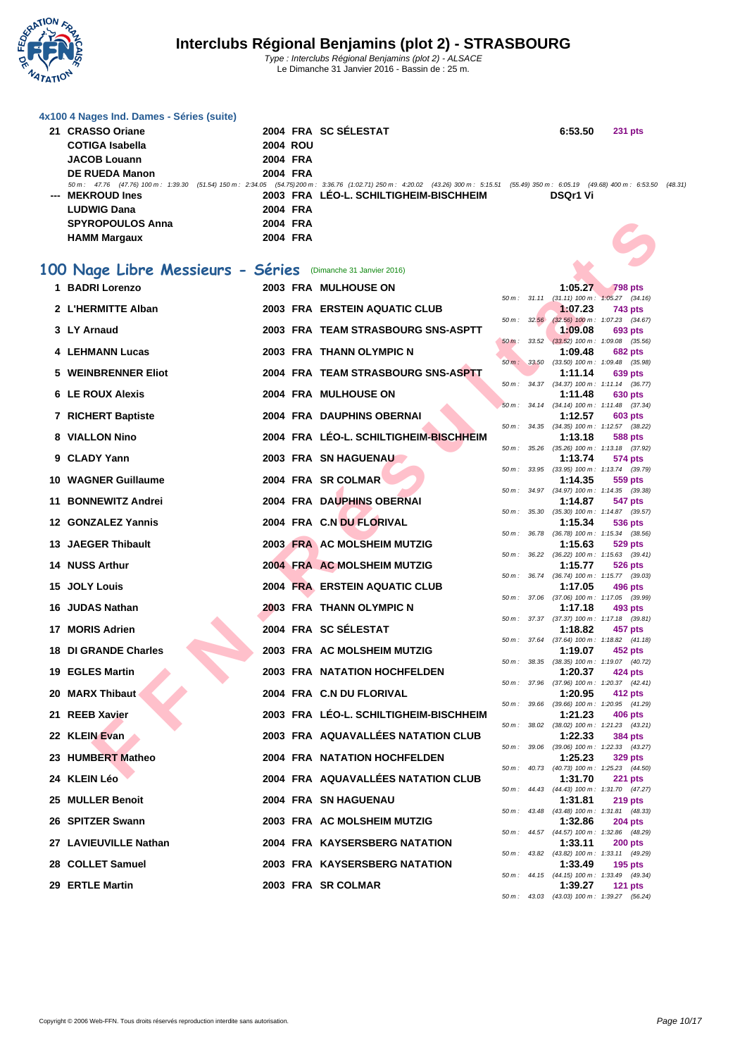### 4x100 4 Nages Ind. Dames - Séries (suite)

| Rang | Nom | Année | Nat. | Club | Temps | Points |
|---|---|---|---|---|---|---|
| 21 | CRASSO Oriane | 2004 | FRA | SC SÉLESTAT | 6:53.50 | 231 pts |
| | COTIGA Isabella | 2004 | ROU | | | |
| | JACOB Louann | 2004 | FRA | | | |
| | DE RUEDA Manon | 2004 | FRA | | | |

50 m : 47.76 (47.76) 100 m : 1:39.30 (51.54) 150 m : 2:34.05 (54.75) 200 m : 3:36.76 (1:02.71) 250 m : 4:20.02 (43.26) 300 m : 5:15.51 (55.49) 350 m : 6:05.19 (49.68) 400 m : 6:53.50 (48.31)

| Rang | Nom | Année | Nat. | Club | Temps | Points |
|---|---|---|---|---|---|---|
| --- | MEKROUD Ines | 2003 | FRA | LÉO-L. SCHILTIGHEIM-BISCHHEIM | DSQr1 Vi | |
| | LUDWIG Dana | 2004 | FRA | | | |
| | SPYROPOULOS Anna | 2004 | FRA | | | |
| | HAMM Margaux | 2004 | FRA | | | |

## 100 Nage Libre Messieurs - Séries (Dimanche 31 Janvier 2016)

| Rang | Nom | Année | Nat. | Club | Temps | Points | Splits |
|---|---|---|---|---|---|---|---|
| 1 | BADRI Lorenzo | 2003 | FRA | MULHOUSE ON | 1:05.27 | 798 pts | 50 m : 31.11 (31.11) 100 m : 1:05.27 (34.16) |
| 2 | L'HERMITTE Alban | 2003 | FRA | ERSTEIN AQUATIC CLUB | 1:07.23 | 743 pts | 50 m : 32.56 (32.56) 100 m : 1:07.23 (34.67) |
| 3 | LY Arnaud | 2003 | FRA | TEAM STRASBOURG SNS-ASPTT | 1:09.08 | 693 pts | 50 m : 33.52 (33.52) 100 m : 1:09.08 (35.56) |
| 4 | LEHMANN Lucas | 2003 | FRA | THANN OLYMPIC N | 1:09.48 | 682 pts | 50 m : 33.50 (33.50) 100 m : 1:09.48 (35.98) |
| 5 | WEINBRENNER Eliot | 2004 | FRA | TEAM STRASBOURG SNS-ASPTT | 1:11.14 | 639 pts | 50 m : 34.37 (34.37) 100 m : 1:11.14 (36.77) |
| 6 | LE ROUX Alexis | 2004 | FRA | MULHOUSE ON | 1:11.48 | 630 pts | 50 m : 34.14 (34.14) 100 m : 1:11.48 (37.34) |
| 7 | RICHERT Baptiste | 2004 | FRA | DAUPHINS OBERNAI | 1:12.57 | 603 pts | 50 m : 34.35 (34.35) 100 m : 1:12.57 (38.22) |
| 8 | VIALLON Nino | 2004 | FRA | LÉO-L. SCHILTIGHEIM-BISCHHEIM | 1:13.18 | 588 pts | 50 m : 35.26 (35.26) 100 m : 1:13.18 (37.92) |
| 9 | CLADY Yann | 2003 | FRA | SN HAGUENAU | 1:13.74 | 574 pts | 50 m : 33.95 (33.95) 100 m : 1:13.74 (39.79) |
| 10 | WAGNER Guillaume | 2004 | FRA | SR COLMAR | 1:14.35 | 559 pts | 50 m : 34.97 (34.97) 100 m : 1:14.35 (39.38) |
| 11 | BONNEWITZ Andrei | 2004 | FRA | DAUPHINS OBERNAI | 1:14.87 | 547 pts | 50 m : 35.30 (35.30) 100 m : 1:14.87 (39.57) |
| 12 | GONZALEZ Yannis | 2004 | FRA | C.N DU FLORIVAL | 1:15.34 | 536 pts | 50 m : 36.78 (36.78) 100 m : 1:15.34 (38.56) |
| 13 | JAEGER Thibault | 2003 | FRA | AC MOLSHEIM MUTZIG | 1:15.63 | 529 pts | 50 m : 36.22 (36.22) 100 m : 1:15.63 (39.41) |
| 14 | NUSS Arthur | 2004 | FRA | AC MOLSHEIM MUTZIG | 1:15.77 | 526 pts | 50 m : 36.74 (36.74) 100 m : 1:15.77 (39.03) |
| 15 | JOLY Louis | 2004 | FRA | ERSTEIN AQUATIC CLUB | 1:17.05 | 496 pts | 50 m : 37.06 (37.06) 100 m : 1:17.05 (39.99) |
| 16 | JUDAS Nathan | 2003 | FRA | THANN OLYMPIC N | 1:17.18 | 493 pts | 50 m : 37.37 (37.37) 100 m : 1:17.18 (39.81) |
| 17 | MORIS Adrien | 2004 | FRA | SC SÉLESTAT | 1:18.82 | 457 pts | 50 m : 37.64 (37.64) 100 m : 1:18.82 (41.18) |
| 18 | DI GRANDE Charles | 2003 | FRA | AC MOLSHEIM MUTZIG | 1:19.07 | 452 pts | 50 m : 38.35 (38.35) 100 m : 1:19.07 (40.72) |
| 19 | EGLES Martin | 2003 | FRA | NATATION HOCHFELDEN | 1:20.37 | 424 pts | 50 m : 37.96 (37.96) 100 m : 1:20.37 (42.41) |
| 20 | MARX Thibaut | 2004 | FRA | C.N DU FLORIVAL | 1:20.95 | 412 pts | 50 m : 39.66 (39.66) 100 m : 1:20.95 (41.29) |
| 21 | REEB Xavier | 2003 | FRA | LÉO-L. SCHILTIGHEIM-BISCHHEIM | 1:21.23 | 406 pts | 50 m : 38.02 (38.02) 100 m : 1:21.23 (43.21) |
| 22 | KLEIN Evan | 2003 | FRA | AQUAVALLÉES NATATION CLUB | 1:22.33 | 384 pts | 50 m : 39.06 (39.06) 100 m : 1:22.33 (43.27) |
| 23 | HUMBERT Matheo | 2004 | FRA | NATATION HOCHFELDEN | 1:25.23 | 329 pts | 50 m : 40.73 (40.73) 100 m : 1:25.23 (44.50) |
| 24 | KLEIN Léo | 2004 | FRA | AQUAVALLÉES NATATION CLUB | 1:31.70 | 221 pts | 50 m : 44.43 (44.43) 100 m : 1:31.70 (47.27) |
| 25 | MULLER Benoit | 2004 | FRA | SN HAGUENAU | 1:31.81 | 219 pts | 50 m : 43.48 (43.48) 100 m : 1:31.81 (48.33) |
| 26 | SPITZER Swann | 2003 | FRA | AC MOLSHEIM MUTZIG | 1:32.86 | 204 pts | 50 m : 44.57 (44.57) 100 m : 1:32.86 (48.29) |
| 27 | LAVIEUVILLE Nathan | 2004 | FRA | KAYSERSBERG NATATION | 1:33.11 | 200 pts | 50 m : 43.82 (43.82) 100 m : 1:33.11 (49.29) |
| 28 | COLLET Samuel | 2003 | FRA | KAYSERSBERG NATATION | 1:33.49 | 195 pts | 50 m : 44.15 (44.15) 100 m : 1:33.49 (49.34) |
| 29 | ERTLE Martin | 2003 | FRA | SR COLMAR | 1:39.27 | 121 pts | 50 m : 43.03 (43.03) 100 m : 1:39.27 (56.24) |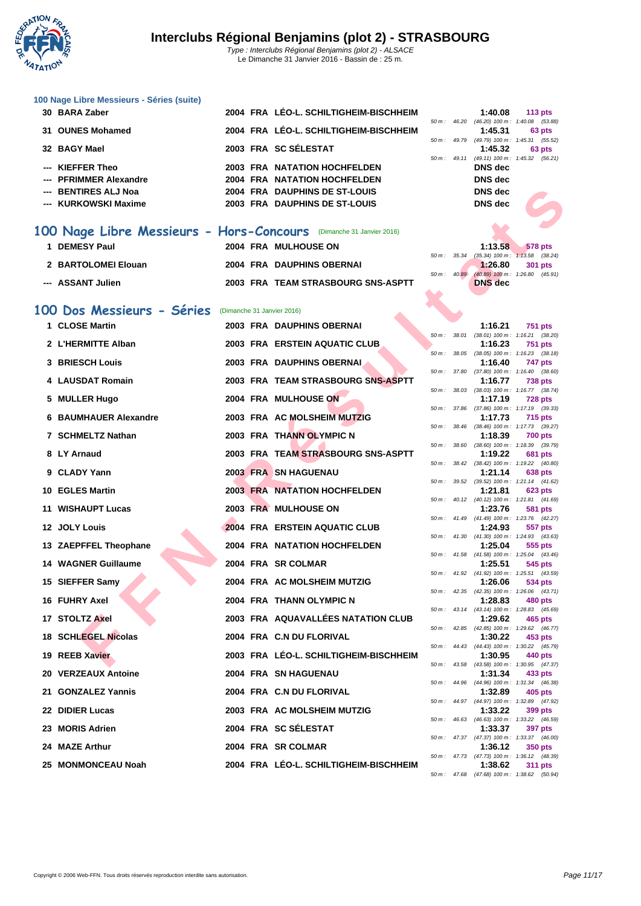### 100 Nage Libre Messieurs - Séries (suite)

| Place | Nom | Année | Nat. | Club | Temps | Points | Splits |
|---|---|---|---|---|---|---|---|
| 30 | BARA Zaber | 2004 | FRA | LÉO-L. SCHILTIGHEIM-BISCHHEIM | 1:40.08 | 113 pts | 50 m : 46.20 (46.20) 100 m : 1:40.08 (53.88) |
| 31 | OUNES Mohamed | 2004 | FRA | LÉO-L. SCHILTIGHEIM-BISCHHEIM | 1:45.31 | 63 pts | 50 m : 49.79 (49.79) 100 m : 1:45.31 (55.52) |
| 32 | BAGY Mael | 2003 | FRA | SC SÉLESTAT | 1:45.32 | 63 pts | 50 m : 49.11 (49.11) 100 m : 1:45.32 (56.21) |
| --- | KIEFFER Theo | 2003 | FRA | NATATION HOCHFELDEN | DNS dec | | |
| --- | PFRIMMER Alexandre | 2004 | FRA | NATATION HOCHFELDEN | DNS dec | | |
| --- | BENTIRES ALJ Noa | 2004 | FRA | DAUPHINS DE ST-LOUIS | DNS dec | | |
| --- | KURKOWSKI Maxime | 2003 | FRA | DAUPHINS DE ST-LOUIS | DNS dec | | |

## 100 Nage Libre Messieurs - Hors-Concours (Dimanche 31 Janvier 2016)

| Place | Nom | Année | Nat. | Club | Temps | Points | Splits |
|---|---|---|---|---|---|---|---|
| 1 | DEMESY Paul | 2004 | FRA | MULHOUSE ON | 1:13.58 | 578 pts | 50 m : 35.34 (35.34) 100 m : 1:13.58 (38.24) |
| 2 | BARTOLOMEI Elouan | 2004 | FRA | DAUPHINS OBERNAI | 1:26.80 | 301 pts | 50 m : 40.89 (40.89) 100 m : 1:26.80 (45.91) |
| --- | ASSANT Julien | 2003 | FRA | TEAM STRASBOURG SNS-ASPTT | DNS dec | | |

## 100 Dos Messieurs - Séries (Dimanche 31 Janvier 2016)

| Place | Nom | Année | Nat. | Club | Temps | Points | Splits |
|---|---|---|---|---|---|---|---|
| 1 | CLOSE Martin | 2003 | FRA | DAUPHINS OBERNAI | 1:16.21 | 751 pts | 50 m : 38.01 (38.01) 100 m : 1:16.21 (38.20) |
| 2 | L'HERMITTE Alban | 2003 | FRA | ERSTEIN AQUATIC CLUB | 1:16.23 | 751 pts | 50 m : 38.05 (38.05) 100 m : 1:16.23 (38.18) |
| 3 | BRIESCH Louis | 2003 | FRA | DAUPHINS OBERNAI | 1:16.40 | 747 pts | 50 m : 37.80 (37.80) 100 m : 1:16.40 (38.60) |
| 4 | LAUSDAT Romain | 2003 | FRA | TEAM STRASBOURG SNS-ASPTT | 1:16.77 | 738 pts | 50 m : 38.03 (38.03) 100 m : 1:16.77 (38.74) |
| 5 | MULLER Hugo | 2004 | FRA | MULHOUSE ON | 1:17.19 | 728 pts | 50 m : 37.86 (37.86) 100 m : 1:17.19 (39.33) |
| 6 | BAUMHAUER Alexandre | 2003 | FRA | AC MOLSHEIM MUTZIG | 1:17.73 | 715 pts | 50 m : 38.46 (38.46) 100 m : 1:17.73 (39.27) |
| 7 | SCHMELTZ Nathan | 2003 | FRA | THANN OLYMPIC N | 1:18.39 | 700 pts | 50 m : 38.60 (38.60) 100 m : 1:18.39 (39.79) |
| 8 | LY Arnaud | 2003 | FRA | TEAM STRASBOURG SNS-ASPTT | 1:19.22 | 681 pts | 50 m : 38.42 (38.42) 100 m : 1:19.22 (40.80) |
| 9 | CLADY Yann | 2003 | FRA | SN HAGUENAU | 1:21.14 | 638 pts | 50 m : 39.52 (39.52) 100 m : 1:21.14 (41.62) |
| 10 | EGLES Martin | 2003 | FRA | NATATION HOCHFELDEN | 1:21.81 | 623 pts | 50 m : 40.12 (40.12) 100 m : 1:21.81 (41.69) |
| 11 | WISHAUPT Lucas | 2003 | FRA | MULHOUSE ON | 1:23.76 | 581 pts | 50 m : 41.49 (41.49) 100 m : 1:23.76 (42.27) |
| 12 | JOLY Louis | 2004 | FRA | ERSTEIN AQUATIC CLUB | 1:24.93 | 557 pts | 50 m : 41.30 (41.30) 100 m : 1:24.93 (43.63) |
| 13 | ZAEPFFEL Theophane | 2004 | FRA | NATATION HOCHFELDEN | 1:25.04 | 555 pts | 50 m : 41.58 (41.58) 100 m : 1:25.04 (43.46) |
| 14 | WAGNER Guillaume | 2004 | FRA | SR COLMAR | 1:25.51 | 545 pts | 50 m : 41.92 (41.92) 100 m : 1:25.51 (43.59) |
| 15 | SIEFFER Samy | 2004 | FRA | AC MOLSHEIM MUTZIG | 1:26.06 | 534 pts | 50 m : 42.35 (42.35) 100 m : 1:26.06 (43.71) |
| 16 | FUHRY Axel | 2004 | FRA | THANN OLYMPIC N | 1:28.83 | 480 pts | 50 m : 43.14 (43.14) 100 m : 1:28.83 (45.69) |
| 17 | STOLTZ Axel | 2003 | FRA | AQUAVALLÉES NATATION CLUB | 1:29.62 | 465 pts | 50 m : 42.85 (42.85) 100 m : 1:29.62 (46.77) |
| 18 | SCHLEGEL Nicolas | 2004 | FRA | C.N DU FLORIVAL | 1:30.22 | 453 pts | 50 m : 44.43 (44.43) 100 m : 1:30.22 (45.79) |
| 19 | REEB Xavier | 2003 | FRA | LÉO-L. SCHILTIGHEIM-BISCHHEIM | 1:30.95 | 440 pts | 50 m : 43.58 (43.58) 100 m : 1:30.95 (47.37) |
| 20 | VERZEAUX Antoine | 2004 | FRA | SN HAGUENAU | 1:31.34 | 433 pts | 50 m : 44.96 (44.96) 100 m : 1:31.34 (46.38) |
| 21 | GONZALEZ Yannis | 2004 | FRA | C.N DU FLORIVAL | 1:32.89 | 405 pts | 50 m : 44.97 (44.97) 100 m : 1:32.89 (47.92) |
| 22 | DIDIER Lucas | 2003 | FRA | AC MOLSHEIM MUTZIG | 1:33.22 | 399 pts | 50 m : 46.63 (46.63) 100 m : 1:33.22 (46.59) |
| 23 | MORIS Adrien | 2004 | FRA | SC SÉLESTAT | 1:33.37 | 397 pts | 50 m : 47.37 (47.37) 100 m : 1:33.37 (46.00) |
| 24 | MAZE Arthur | 2004 | FRA | SR COLMAR | 1:36.12 | 350 pts | 50 m : 47.73 (47.73) 100 m : 1:36.12 (48.39) |
| 25 | MONMONCEAU Noah | 2004 | FRA | LÉO-L. SCHILTIGHEIM-BISCHHEIM | 1:38.62 | 311 pts | 50 m : 47.68 (47.68) 100 m : 1:38.62 (50.94) |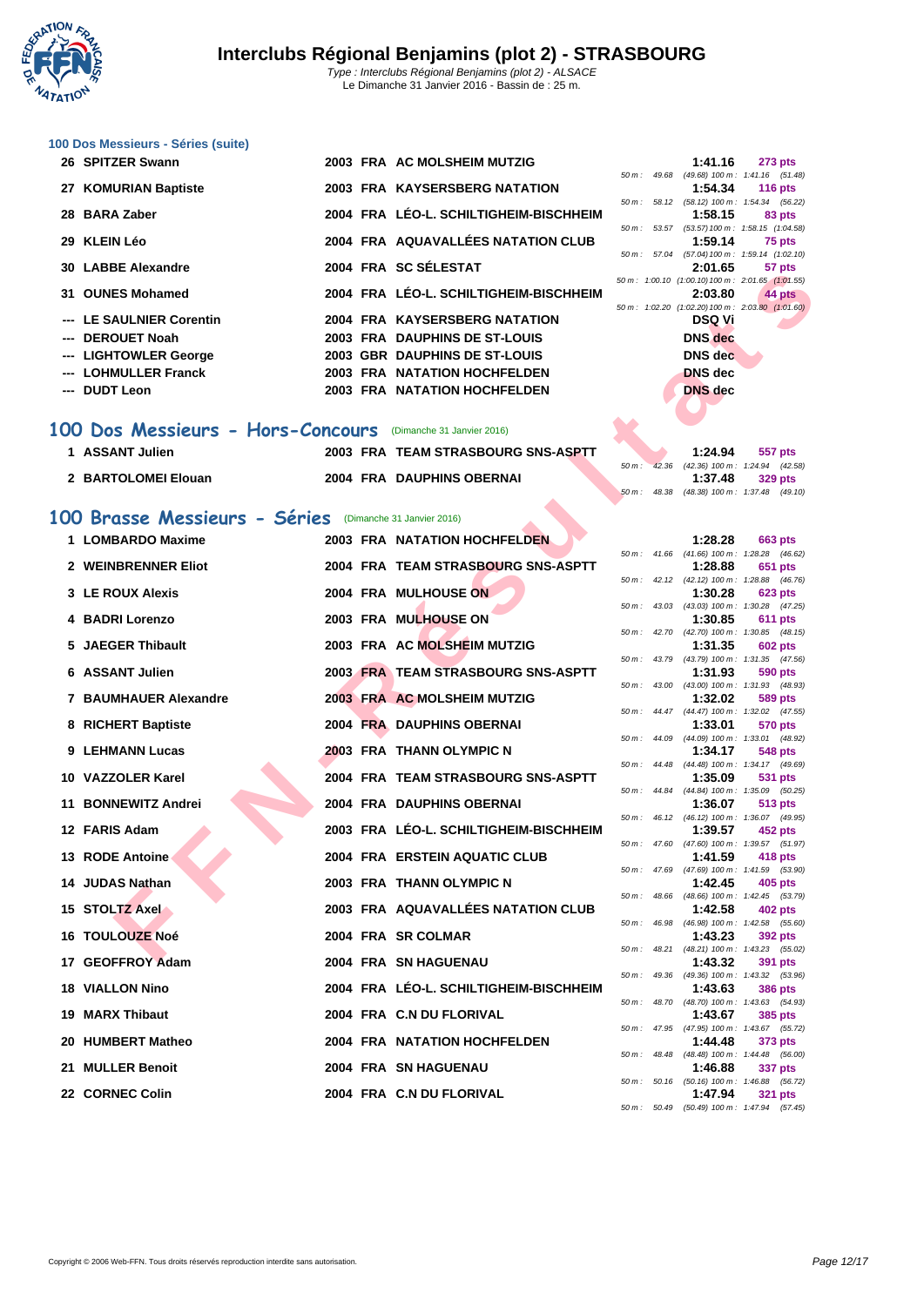# Interclubs Régional Benjamins (plot 2) - STRASBOURG

*Type : Interclubs Régional Benjamins (plot 2) - ALSACE*
Le Dimanche 31 Janvier 2016 - Bassin de : 25 m.

### 100 Dos Messieurs - Séries (suite)

| Rang | Nom | Année | Nat. | Club | Temps | Points | Intermédiaires |
|---|---|---|---|---|---|---|---|
| 26 | SPITZER Swann | 2003 | FRA | AC MOLSHEIM MUTZIG | 1:41.16 | 273 pts | 50 m : 49.68 (49.68) 100 m : 1:41.16 (51.48) |
| 27 | KOMURIAN Baptiste | 2003 | FRA | KAYSERSBERG NATATION | 1:54.34 | 116 pts | 50 m : 58.12 (58.12) 100 m : 1:54.34 (56.22) |
| 28 | BARA Zaber | 2004 | FRA | LÉO-L. SCHILTIGHEIM-BISCHHEIM | 1:58.15 | 83 pts | 50 m : 53.57 (53.57) 100 m : 1:58.15 (1:04.58) |
| 29 | KLEIN Léo | 2004 | FRA | AQUAVALLÉES NATATION CLUB | 1:59.14 | 75 pts | 50 m : 57.04 (57.04) 100 m : 1:59.14 (1:02.10) |
| 30 | LABBE Alexandre | 2004 | FRA | SC SÉLESTAT | 2:01.65 | 57 pts | 50 m : 1:00.10 (1:00.10) 100 m : 2:01.65 (1:01.55) |
| 31 | OUNES Mohamed | 2004 | FRA | LÉO-L. SCHILTIGHEIM-BISCHHEIM | 2:03.80 | 44 pts | 50 m : 1:02.20 (1:02.20) 100 m : 2:03.80 (1:01.60) |
| --- | LE SAULNIER Corentin | 2004 | FRA | KAYSERSBERG NATATION | DSQ Vi | | |
| --- | DEROUET Noah | 2003 | FRA | DAUPHINS DE ST-LOUIS | DNS dec | | |
| --- | LIGHTOWLER George | 2003 | GBR | DAUPHINS DE ST-LOUIS | DNS dec | | |
| --- | LOHMULLER Franck | 2003 | FRA | NATATION HOCHFELDEN | DNS dec | | |
| --- | DUDT Leon | 2003 | FRA | NATATION HOCHFELDEN | DNS dec | | |

## 100 Dos Messieurs - Hors-Concours (Dimanche 31 Janvier 2016)

| Rang | Nom | Année | Nat. | Club | Temps | Points | Intermédiaires |
|---|---|---|---|---|---|---|---|
| 1 | ASSANT Julien | 2003 | FRA | TEAM STRASBOURG SNS-ASPTT | 1:24.94 | 557 pts | 50 m : 42.36 (42.36) 100 m : 1:24.94 (42.58) |
| 2 | BARTOLOMEI Elouan | 2004 | FRA | DAUPHINS OBERNAI | 1:37.48 | 329 pts | 50 m : 48.38 (48.38) 100 m : 1:37.48 (49.10) |

## 100 Brasse Messieurs - Séries (Dimanche 31 Janvier 2016)

| Rang | Nom | Année | Nat. | Club | Temps | Points | Intermédiaires |
|---|---|---|---|---|---|---|---|
| 1 | LOMBARDO Maxime | 2003 | FRA | NATATION HOCHFELDEN | 1:28.28 | 663 pts | 50 m : 41.66 (41.66) 100 m : 1:28.28 (46.62) |
| 2 | WEINBRENNER Eliot | 2004 | FRA | TEAM STRASBOURG SNS-ASPTT | 1:28.88 | 651 pts | 50 m : 42.12 (42.12) 100 m : 1:28.88 (46.76) |
| 3 | LE ROUX Alexis | 2004 | FRA | MULHOUSE ON | 1:30.28 | 623 pts | 50 m : 43.03 (43.03) 100 m : 1:30.28 (47.25) |
| 4 | BADRI Lorenzo | 2003 | FRA | MULHOUSE ON | 1:30.85 | 611 pts | 50 m : 42.70 (42.70) 100 m : 1:30.85 (48.15) |
| 5 | JAEGER Thibault | 2003 | FRA | AC MOLSHEIM MUTZIG | 1:31.35 | 602 pts | 50 m : 43.79 (43.79) 100 m : 1:31.35 (47.56) |
| 6 | ASSANT Julien | 2003 | FRA | TEAM STRASBOURG SNS-ASPTT | 1:31.93 | 590 pts | 50 m : 43.00 (43.00) 100 m : 1:31.93 (48.93) |
| 7 | BAUMHAUER Alexandre | 2003 | FRA | AC MOLSHEIM MUTZIG | 1:32.02 | 589 pts | 50 m : 44.47 (44.47) 100 m : 1:32.02 (47.55) |
| 8 | RICHERT Baptiste | 2004 | FRA | DAUPHINS OBERNAI | 1:33.01 | 570 pts | 50 m : 44.09 (44.09) 100 m : 1:33.01 (48.92) |
| 9 | LEHMANN Lucas | 2003 | FRA | THANN OLYMPIC N | 1:34.17 | 548 pts | 50 m : 44.48 (44.48) 100 m : 1:34.17 (49.69) |
| 10 | VAZZOLER Karel | 2004 | FRA | TEAM STRASBOURG SNS-ASPTT | 1:35.09 | 531 pts | 50 m : 44.84 (44.84) 100 m : 1:35.09 (50.25) |
| 11 | BONNEWITZ Andrei | 2004 | FRA | DAUPHINS OBERNAI | 1:36.07 | 513 pts | 50 m : 46.12 (46.12) 100 m : 1:36.07 (49.95) |
| 12 | FARIS Adam | 2003 | FRA | LÉO-L. SCHILTIGHEIM-BISCHHEIM | 1:39.57 | 452 pts | 50 m : 47.60 (47.60) 100 m : 1:39.57 (51.97) |
| 13 | RODE Antoine | 2004 | FRA | ERSTEIN AQUATIC CLUB | 1:41.59 | 418 pts | 50 m : 47.69 (47.69) 100 m : 1:41.59 (53.90) |
| 14 | JUDAS Nathan | 2003 | FRA | THANN OLYMPIC N | 1:42.45 | 405 pts | 50 m : 48.66 (48.66) 100 m : 1:42.45 (53.79) |
| 15 | STOLTZ Axel | 2003 | FRA | AQUAVALLÉES NATATION CLUB | 1:42.58 | 402 pts | 50 m : 46.98 (46.98) 100 m : 1:42.58 (55.60) |
| 16 | TOULOUZE Noé | 2004 | FRA | SR COLMAR | 1:43.23 | 392 pts | 50 m : 48.21 (48.21) 100 m : 1:43.23 (55.02) |
| 17 | GEOFFROY Adam | 2004 | FRA | SN HAGUENAU | 1:43.32 | 391 pts | 50 m : 49.36 (49.36) 100 m : 1:43.32 (53.96) |
| 18 | VIALLON Nino | 2004 | FRA | LÉO-L. SCHILTIGHEIM-BISCHHEIM | 1:43.63 | 386 pts | 50 m : 48.70 (48.70) 100 m : 1:43.63 (54.93) |
| 19 | MARX Thibaut | 2004 | FRA | C.N DU FLORIVAL | 1:43.67 | 385 pts | 50 m : 47.95 (47.95) 100 m : 1:43.67 (55.72) |
| 20 | HUMBERT Matheo | 2004 | FRA | NATATION HOCHFELDEN | 1:44.48 | 373 pts | 50 m : 48.48 (48.48) 100 m : 1:44.48 (56.00) |
| 21 | MULLER Benoit | 2004 | FRA | SN HAGUENAU | 1:46.88 | 337 pts | 50 m : 50.16 (50.16) 100 m : 1:46.88 (56.72) |
| 22 | CORNEC Colin | 2004 | FRA | C.N DU FLORIVAL | 1:47.94 | 321 pts | 50 m : 50.49 (50.49) 100 m : 1:47.94 (57.45) |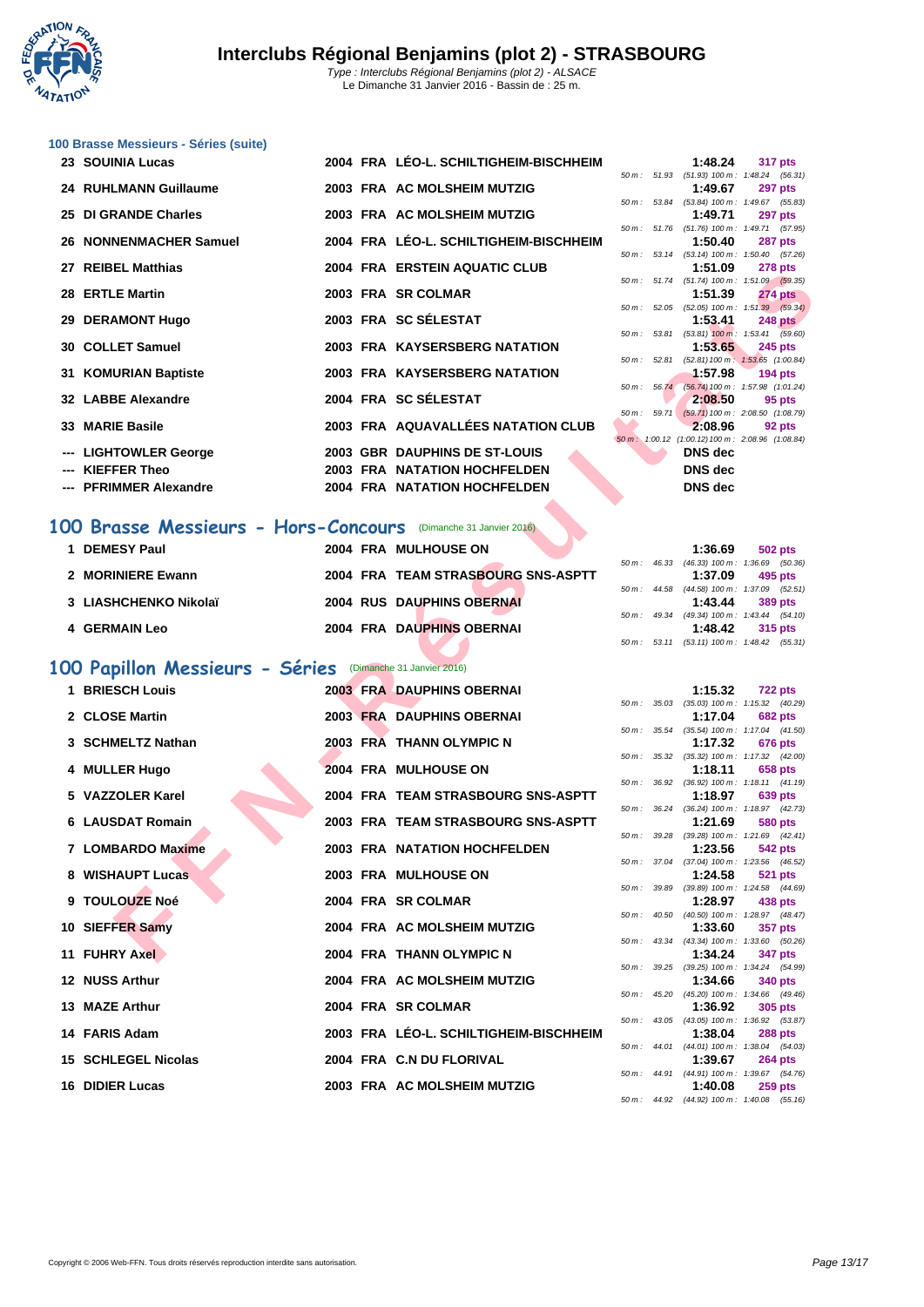### 100 Brasse Messieurs - Séries (suite)

| Rang | Nom | Année | Nat. | Club | Temps | Points | Splits |
|---|---|---|---|---|---|---|---|
| 23 | SOUINIA Lucas | 2004 | FRA | LÉO-L. SCHILTIGHEIM-BISCHHEIM | 1:48.24 | 317 pts | 50 m : 51.93 (51.93) 100 m : 1:48.24 (56.31) |
| 24 | RUHLMANN Guillaume | 2003 | FRA | AC MOLSHEIM MUTZIG | 1:49.67 | 297 pts | 50 m : 53.84 (53.84) 100 m : 1:49.67 (55.83) |
| 25 | DI GRANDE Charles | 2003 | FRA | AC MOLSHEIM MUTZIG | 1:49.71 | 297 pts | 50 m : 51.76 (51.76) 100 m : 1:49.71 (57.95) |
| 26 | NONNENMACHER Samuel | 2004 | FRA | LÉO-L. SCHILTIGHEIM-BISCHHEIM | 1:50.40 | 287 pts | 50 m : 53.14 (53.14) 100 m : 1:50.40 (57.26) |
| 27 | REIBEL Matthias | 2004 | FRA | ERSTEIN AQUATIC CLUB | 1:51.09 | 278 pts | 50 m : 51.74 (51.74) 100 m : 1:51.09 (59.35) |
| 28 | ERTLE Martin | 2003 | FRA | SR COLMAR | 1:51.39 | 274 pts | 50 m : 52.05 (52.05) 100 m : 1:51.39 (59.34) |
| 29 | DERAMONT Hugo | 2003 | FRA | SC SÉLESTAT | 1:53.41 | 248 pts | 50 m : 53.81 (53.81) 100 m : 1:53.41 (59.60) |
| 30 | COLLET Samuel | 2003 | FRA | KAYSERSBERG NATATION | 1:53.65 | 245 pts | 50 m : 52.81 (52.81) 100 m : 1:53.65 (1:00.84) |
| 31 | KOMURIAN Baptiste | 2003 | FRA | KAYSERSBERG NATATION | 1:57.98 | 194 pts | 50 m : 56.74 (56.74) 100 m : 1:57.98 (1:01.24) |
| 32 | LABBE Alexandre | 2004 | FRA | SC SÉLESTAT | 2:08.50 | 95 pts | 50 m : 59.71 (59.71) 100 m : 2:08.50 (1:08.79) |
| 33 | MARIE Basile | 2003 | FRA | AQUAVALLÉES NATATION CLUB | 2:08.96 | 92 pts | 50 m : 1:00.12 (1:00.12) 100 m : 2:08.96 (1:08.84) |
| --- | LIGHTOWLER George | 2003 | GBR | DAUPHINS DE ST-LOUIS | DNS dec | | |
| --- | KIEFFER Theo | 2003 | FRA | NATATION HOCHFELDEN | DNS dec | | |
| --- | PFRIMMER Alexandre | 2004 | FRA | NATATION HOCHFELDEN | DNS dec | | |

## 100 Brasse Messieurs - Hors-Concours (Dimanche 31 Janvier 2016)

| Rang | Nom | Année | Nat. | Club | Temps | Points | Splits |
|---|---|---|---|---|---|---|---|
| 1 | DEMESY Paul | 2004 | FRA | MULHOUSE ON | 1:36.69 | 502 pts | 50 m : 46.33 (46.33) 100 m : 1:36.69 (50.36) |
| 2 | MORINIERE Ewann | 2004 | FRA | TEAM STRASBOURG SNS-ASPTT | 1:37.09 | 495 pts | 50 m : 44.58 (44.58) 100 m : 1:37.09 (52.51) |
| 3 | LIASHCHENKO Nikolaï | 2004 | RUS | DAUPHINS OBERNAI | 1:43.44 | 389 pts | 50 m : 49.34 (49.34) 100 m : 1:43.44 (54.10) |
| 4 | GERMAIN Leo | 2004 | FRA | DAUPHINS OBERNAI | 1:48.42 | 315 pts | 50 m : 53.11 (53.11) 100 m : 1:48.42 (55.31) |

## 100 Papillon Messieurs - Séries (Dimanche 31 Janvier 2016)

| Rang | Nom | Année | Nat. | Club | Temps | Points | Splits |
|---|---|---|---|---|---|---|---|
| 1 | BRIESCH Louis | 2003 | FRA | DAUPHINS OBERNAI | 1:15.32 | 722 pts | 50 m : 35.03 (35.03) 100 m : 1:15.32 (40.29) |
| 2 | CLOSE Martin | 2003 | FRA | DAUPHINS OBERNAI | 1:17.04 | 682 pts | 50 m : 35.54 (35.54) 100 m : 1:17.04 (41.50) |
| 3 | SCHMELTZ Nathan | 2003 | FRA | THANN OLYMPIC N | 1:17.32 | 676 pts | 50 m : 35.32 (35.32) 100 m : 1:17.32 (42.00) |
| 4 | MULLER Hugo | 2004 | FRA | MULHOUSE ON | 1:18.11 | 658 pts | 50 m : 36.92 (36.92) 100 m : 1:18.11 (41.19) |
| 5 | VAZZOLER Karel | 2004 | FRA | TEAM STRASBOURG SNS-ASPTT | 1:18.97 | 639 pts | 50 m : 36.24 (36.24) 100 m : 1:18.97 (42.73) |
| 6 | LAUSDAT Romain | 2003 | FRA | TEAM STRASBOURG SNS-ASPTT | 1:21.69 | 580 pts | 50 m : 39.28 (39.28) 100 m : 1:21.69 (42.41) |
| 7 | LOMBARDO Maxime | 2003 | FRA | NATATION HOCHFELDEN | 1:23.56 | 542 pts | 50 m : 37.04 (37.04) 100 m : 1:23.56 (46.52) |
| 8 | WISHAUPT Lucas | 2003 | FRA | MULHOUSE ON | 1:24.58 | 521 pts | 50 m : 39.89 (39.89) 100 m : 1:24.58 (44.69) |
| 9 | TOULOUZE Noé | 2004 | FRA | SR COLMAR | 1:28.97 | 438 pts | 50 m : 40.50 (40.50) 100 m : 1:28.97 (48.47) |
| 10 | SIEFFER Samy | 2004 | FRA | AC MOLSHEIM MUTZIG | 1:33.60 | 357 pts | 50 m : 43.34 (43.34) 100 m : 1:33.60 (50.26) |
| 11 | FUHRY Axel | 2004 | FRA | THANN OLYMPIC N | 1:34.24 | 347 pts | 50 m : 39.25 (39.25) 100 m : 1:34.24 (54.99) |
| 12 | NUSS Arthur | 2004 | FRA | AC MOLSHEIM MUTZIG | 1:34.66 | 340 pts | 50 m : 45.20 (45.20) 100 m : 1:34.66 (49.46) |
| 13 | MAZE Arthur | 2004 | FRA | SR COLMAR | 1:36.92 | 305 pts | 50 m : 43.05 (43.05) 100 m : 1:36.92 (53.87) |
| 14 | FARIS Adam | 2003 | FRA | LÉO-L. SCHILTIGHEIM-BISCHHEIM | 1:38.04 | 288 pts | 50 m : 44.01 (44.01) 100 m : 1:38.04 (54.03) |
| 15 | SCHLEGEL Nicolas | 2004 | FRA | C.N DU FLORIVAL | 1:39.67 | 264 pts | 50 m : 44.91 (44.91) 100 m : 1:39.67 (54.76) |
| 16 | DIDIER Lucas | 2003 | FRA | AC MOLSHEIM MUTZIG | 1:40.08 | 259 pts | 50 m : 44.92 (44.92) 100 m : 1:40.08 (55.16) |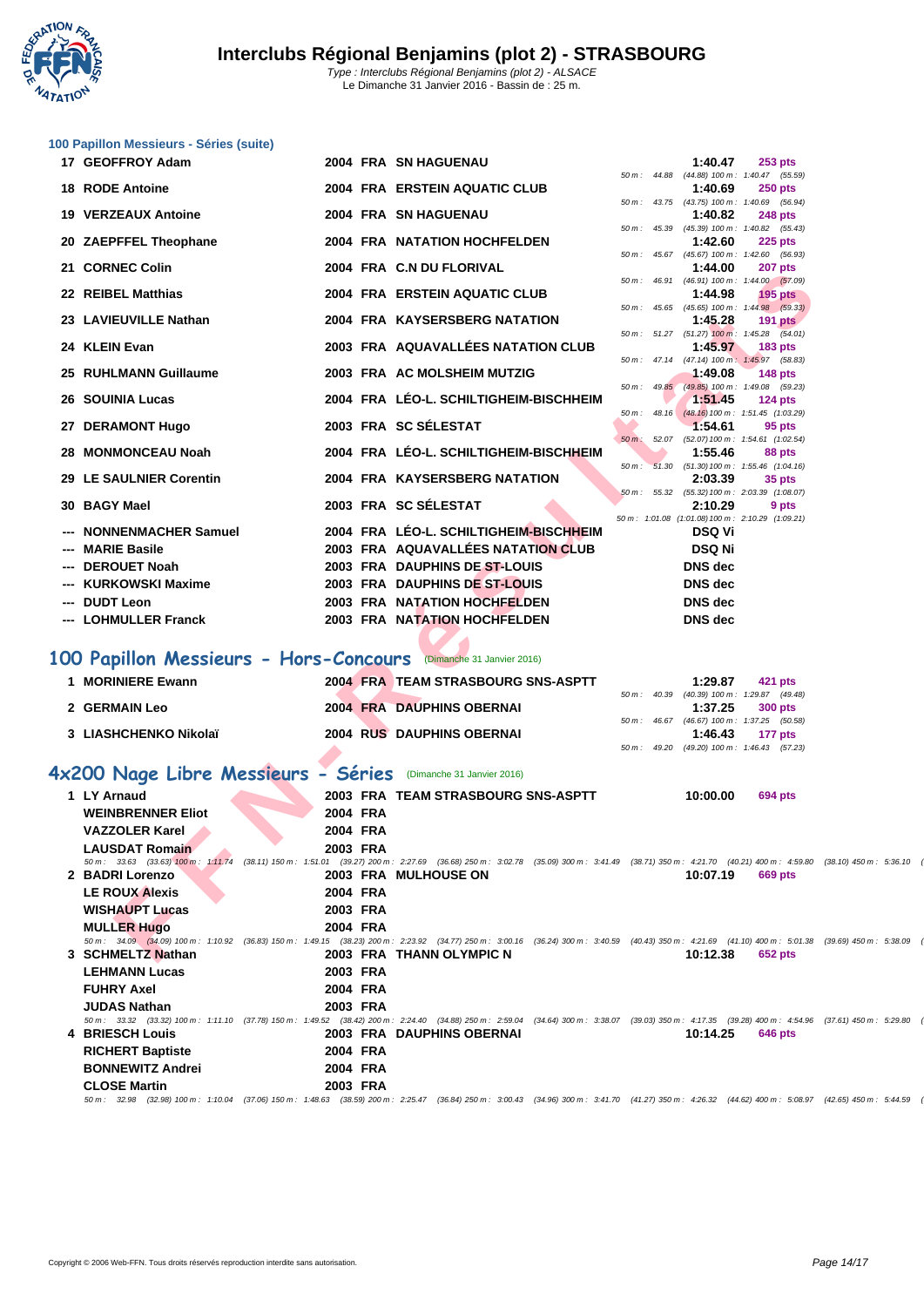### 100 Papillon Messieurs - Séries (suite)

| Place | Nom | Année | Nat | Club | Temps | Points |
|---|---|---|---|---|---|---|
| 17 | GEOFFROY Adam | 2004 | FRA | SN HAGUENAU | 1:40.47 | 253 pts |
| | 50 m : 44.88 (44.88) 100 m : 1:40.47 (55.59) | | | | | |
| 18 | RODE Antoine | 2004 | FRA | ERSTEIN AQUATIC CLUB | 1:40.69 | 250 pts |
| | 50 m : 43.75 (43.75) 100 m : 1:40.69 (56.94) | | | | | |
| 19 | VERZEAUX Antoine | 2004 | FRA | SN HAGUENAU | 1:40.82 | 248 pts |
| | 50 m : 45.39 (45.39) 100 m : 1:40.82 (55.43) | | | | | |
| 20 | ZAEPFFEL Theophane | 2004 | FRA | NATATION HOCHFELDEN | 1:42.60 | 225 pts |
| | 50 m : 45.67 (45.67) 100 m : 1:42.60 (56.93) | | | | | |
| 21 | CORNEC Colin | 2004 | FRA | C.N DU FLORIVAL | 1:44.00 | 207 pts |
| | 50 m : 46.91 (46.91) 100 m : 1:44.00 (57.09) | | | | | |
| 22 | REIBEL Matthias | 2004 | FRA | ERSTEIN AQUATIC CLUB | 1:44.98 | 195 pts |
| | 50 m : 45.65 (45.65) 100 m : 1:44.98 (59.33) | | | | | |
| 23 | LAVIEUVILLE Nathan | 2004 | FRA | KAYSERSBERG NATATION | 1:45.28 | 191 pts |
| | 50 m : 51.27 (51.27) 100 m : 1:45.28 (54.01) | | | | | |
| 24 | KLEIN Evan | 2003 | FRA | AQUAVALLÉES NATATION CLUB | 1:45.97 | 183 pts |
| | 50 m : 47.14 (47.14) 100 m : 1:45.97 (58.83) | | | | | |
| 25 | RUHLMANN Guillaume | 2003 | FRA | AC MOLSHEIM MUTZIG | 1:49.08 | 148 pts |
| | 50 m : 49.85 (49.85) 100 m : 1:49.08 (59.23) | | | | | |
| 26 | SOUINIA Lucas | 2004 | FRA | LÉO-L. SCHILTIGHEIM-BISCHHEIM | 1:51.45 | 124 pts |
| | 50 m : 48.16 (48.16) 100 m : 1:51.45 (1:03.29) | | | | | |
| 27 | DERAMONT Hugo | 2003 | FRA | SC SÉLESTAT | 1:54.61 | 95 pts |
| | 50 m : 52.07 (52.07) 100 m : 1:54.61 (1:02.54) | | | | | |
| 28 | MONMONCEAU Noah | 2004 | FRA | LÉO-L. SCHILTIGHEIM-BISCHHEIM | 1:55.46 | 88 pts |
| | 50 m : 51.30 (51.30) 100 m : 1:55.46 (1:04.16) | | | | | |
| 29 | LE SAULNIER Corentin | 2004 | FRA | KAYSERSBERG NATATION | 2:03.39 | 35 pts |
| | 50 m : 55.32 (55.32) 100 m : 2:03.39 (1:08.07) | | | | | |
| 30 | BAGY Mael | 2003 | FRA | SC SÉLESTAT | 2:10.29 | 9 pts |
| | 50 m : 1:01.08 (1:01.08) 100 m : 2:10.29 (1:09.21) | | | | | |
| --- | NONNENMACHER Samuel | 2004 | FRA | LÉO-L. SCHILTIGHEIM-BISCHHEIM | DSQ Vi | |
| --- | MARIE Basile | 2003 | FRA | AQUAVALLÉES NATATION CLUB | DSQ Ni | |
| --- | DEROUET Noah | 2003 | FRA | DAUPHINS DE ST-LOUIS | DNS dec | |
| --- | KURKOWSKI Maxime | 2003 | FRA | DAUPHINS DE ST-LOUIS | DNS dec | |
| --- | DUDT Leon | 2003 | FRA | NATATION HOCHFELDEN | DNS dec | |
| --- | LOHMULLER Franck | 2003 | FRA | NATATION HOCHFELDEN | DNS dec | |

## 100 Papillon Messieurs - Hors-Concours (Dimanche 31 Janvier 2016)

| Place | Nom | Année | Nat | Club | Temps | Points |
|---|---|---|---|---|---|---|
| 1 | MORINIERE Ewann | 2004 | FRA | TEAM STRASBOURG SNS-ASPTT | 1:29.87 | 421 pts |
| | 50 m : 40.39 (40.39) 100 m : 1:29.87 (49.48) | | | | | |
| 2 | GERMAIN Leo | 2004 | FRA | DAUPHINS OBERNAI | 1:37.25 | 300 pts |
| | 50 m : 46.67 (46.67) 100 m : 1:37.25 (50.58) | | | | | |
| 3 | LIASHCHENKO Nikolaï | 2004 | RUS | DAUPHINS OBERNAI | 1:46.43 | 177 pts |
| | 50 m : 49.20 (49.20) 100 m : 1:46.43 (57.23) | | | | | |

## 4x200 Nage Libre Messieurs - Séries (Dimanche 31 Janvier 2016)

| Place | Nom | Année | Nat | Club | Temps | Points |
|---|---|---|---|---|---|---|
| 1 | LY Arnaud | 2003 | FRA | TEAM STRASBOURG SNS-ASPTT | 10:00.00 | 694 pts |
| | WEINBRENNER Eliot | 2004 | FRA | | | |
| | VAZZOLER Karel | 2004 | FRA | | | |
| | LAUSDAT Romain | 2003 | FRA | | | |
| | 50 m : 33.63 (33.63) 100 m : 1:11.74 (38.11) 150 m : 1:51.01 (39.27) 200 m : 2:27.69 (36.68) 250 m : 3:02.78 (35.09) 300 m : 3:41.49 (38.71) 350 m : 4:21.70 (40.21) 400 m : 4:59.80 (38.10) 450 m : 5:36.10 ( | | | | | |
| 2 | BADRI Lorenzo | 2003 | FRA | MULHOUSE ON | 10:07.19 | 669 pts |
| | LE ROUX Alexis | 2004 | FRA | | | |
| | WISHAUPT Lucas | 2003 | FRA | | | |
| | MULLER Hugo | 2004 | FRA | | | |
| | 50 m : 34.09 (34.09) 100 m : 1:10.92 (36.83) 150 m : 1:49.15 (38.23) 200 m : 2:23.92 (34.77) 250 m : 3:00.16 (36.24) 300 m : 3:40.59 (40.43) 350 m : 4:21.69 (41.10) 400 m : 5:01.38 (39.69) 450 m : 5:38.09 ( | | | | | |
| 3 | SCHMELTZ Nathan | 2003 | FRA | THANN OLYMPIC N | 10:12.38 | 652 pts |
| | LEHMANN Lucas | 2003 | FRA | | | |
| | FUHRY Axel | 2004 | FRA | | | |
| | JUDAS Nathan | 2003 | FRA | | | |
| | 50 m : 33.32 (33.32) 100 m : 1:11.10 (37.78) 150 m : 1:49.52 (38.42) 200 m : 2:24.40 (34.88) 250 m : 2:59.04 (34.64) 300 m : 3:38.07 (39.03) 350 m : 4:17.35 (39.28) 400 m : 4:54.96 (37.61) 450 m : 5:29.80 ( | | | | | |
| 4 | BRIESCH Louis | 2003 | FRA | DAUPHINS OBERNAI | 10:14.25 | 646 pts |
| | RICHERT Baptiste | 2004 | FRA | | | |
| | BONNEWITZ Andrei | 2004 | FRA | | | |
| | CLOSE Martin | 2003 | FRA | | | |
| | 50 m : 32.98 (32.98) 100 m : 1:10.04 (37.06) 150 m : 1:48.63 (38.59) 200 m : 2:25.47 (36.84) 250 m : 3:00.43 (34.96) 300 m : 3:41.70 (41.27) 350 m : 4:26.32 (44.62) 400 m : 5:08.97 (42.65) 450 m : 5:44.59 ( | | | | | |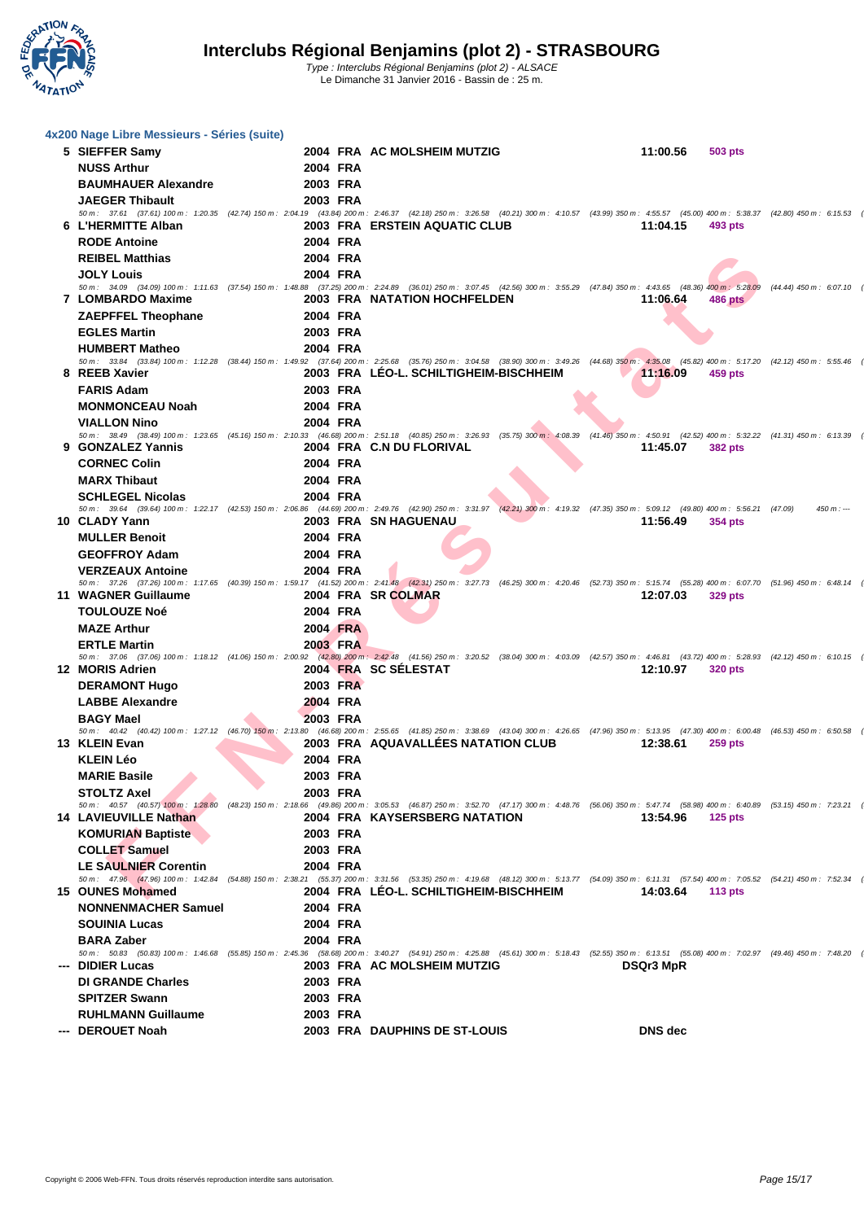# Interclubs Régional Benjamins (plot 2) - STRASBOURG

*Type : Interclubs Régional Benjamins (plot 2) - ALSACE*
Le Dimanche 31 Janvier 2016 - Bassin de : 25 m.

### 4x200 Nage Libre Messieurs - Séries (suite)

| Rang | Nom | Année | Nat. | Club | Temps | Points |
|---|---|---|---|---|---|---|
| 5 | SIEFFER Samy | 2004 | FRA | AC MOLSHEIM MUTZIG | 11:00.56 | 503 pts |
| | NUSS Arthur | 2004 | FRA | | | |
| | BAUMHAUER Alexandre | 2003 | FRA | | | |
| | JAEGER Thibault | 2003 | FRA | | | |
| | *50 m : 37.61 (37.61) 100 m : 1:20.35 (42.74) 150 m : 2:04.19 (43.84) 200 m : 2:46.37 (42.18) 250 m : 3:26.58 (40.21) 300 m : 4:10.57 (43.99) 350 m : 4:55.57 (45.00) 400 m : 5:38.37 (42.80) 450 m : 6:15.53* | | | | | |
| 6 | L'HERMITTE Alban | 2003 | FRA | ERSTEIN AQUATIC CLUB | 11:04.15 | 493 pts |
| | RODE Antoine | 2004 | FRA | | | |
| | REIBEL Matthias | 2004 | FRA | | | |
| | JOLY Louis | 2004 | FRA | | | |
| | *50 m : 34.09 (34.09) 100 m : 1:11.63 (37.54) 150 m : 1:48.88 (37.25) 200 m : 2:24.89 (36.01) 250 m : 3:07.45 (42.56) 300 m : 3:55.29 (47.84) 350 m : 4:43.65 (48.36) 400 m : 5:28.09 (44.44) 450 m : 6:07.10* | | | | | |
| 7 | LOMBARDO Maxime | 2003 | FRA | NATATION HOCHFELDEN | 11:06.64 | 486 pts |
| | ZAEPFFEL Theophane | 2004 | FRA | | | |
| | EGLES Martin | 2003 | FRA | | | |
| | HUMBERT Matheo | 2004 | FRA | | | |
| | *50 m : 33.84 (33.84) 100 m : 1:12.28 (38.44) 150 m : 1:49.92 (37.64) 200 m : 2:25.68 (35.76) 250 m : 3:04.58 (38.90) 300 m : 3:49.26 (44.68) 350 m : 4:35.08 (45.82) 400 m : 5:17.20 (42.12) 450 m : 5:55.46* | | | | | |
| 8 | REEB Xavier | 2003 | FRA | LÉO-L. SCHILTIGHEIM-BISCHHEIM | 11:16.09 | 459 pts |
| | FARIS Adam | 2003 | FRA | | | |
| | MONMONCEAU Noah | 2004 | FRA | | | |
| | VIALLON Nino | 2004 | FRA | | | |
| | *50 m : 38.49 (38.49) 100 m : 1:23.65 (45.16) 150 m : 2:10.33 (46.68) 200 m : 2:51.18 (40.85) 250 m : 3:26.93 (35.75) 300 m : 4:08.39 (41.46) 350 m : 4:50.91 (42.52) 400 m : 5:32.22 (41.31) 450 m : 6:13.39* | | | | | |
| 9 | GONZALEZ Yannis | 2004 | FRA | C.N DU FLORIVAL | 11:45.07 | 382 pts |
| | CORNEC Colin | 2004 | FRA | | | |
| | MARX Thibaut | 2004 | FRA | | | |
| | SCHLEGEL Nicolas | 2004 | FRA | | | |
| | *50 m : 39.64 (39.64) 100 m : 1:22.17 (42.53) 150 m : 2:06.86 (44.69) 200 m : 2:49.76 (42.90) 250 m : 3:31.97 (42.21) 300 m : 4:19.32 (47.35) 350 m : 5:09.12 (49.80) 400 m : 5:56.21 (47.09) 450 m : ---* | | | | | |
| 10 | CLADY Yann | 2003 | FRA | SN HAGUENAU | 11:56.49 | 354 pts |
| | MULLER Benoit | 2004 | FRA | | | |
| | GEOFFROY Adam | 2004 | FRA | | | |
| | VERZEAUX Antoine | 2004 | FRA | | | |
| | *50 m : 37.26 (37.26) 100 m : 1:17.65 (40.39) 150 m : 1:59.17 (41.52) 200 m : 2:41.48 (42.31) 250 m : 3:27.73 (46.25) 300 m : 4:20.46 (52.73) 350 m : 5:15.74 (55.28) 400 m : 6:07.70 (51.96) 450 m : 6:48.14* | | | | | |
| 11 | WAGNER Guillaume | 2004 | FRA | SR COLMAR | 12:07.03 | 329 pts |
| | TOULOUZE Noé | 2004 | FRA | | | |
| | MAZE Arthur | 2004 | FRA | | | |
| | ERTLE Martin | 2003 | FRA | | | |
| | *50 m : 37.06 (37.06) 100 m : 1:18.12 (41.06) 150 m : 2:00.92 (42.80) 200 m : 2:42.48 (41.56) 250 m : 3:20.52 (38.04) 300 m : 4:03.09 (42.57) 350 m : 4:46.81 (43.72) 400 m : 5:28.93 (42.12) 450 m : 6:10.15* | | | | | |
| 12 | MORIS Adrien | 2004 | FRA | SC SÉLESTAT | 12:10.97 | 320 pts |
| | DERAMONT Hugo | 2003 | FRA | | | |
| | LABBE Alexandre | 2004 | FRA | | | |
| | BAGY Mael | 2003 | FRA | | | |
| | *50 m : 40.42 (40.42) 100 m : 1:27.12 (46.70) 150 m : 2:13.80 (46.68) 200 m : 2:55.65 (41.85) 250 m : 3:38.69 (43.04) 300 m : 4:26.65 (47.96) 350 m : 5:13.95 (47.30) 400 m : 6:00.48 (46.53) 450 m : 6:50.58* | | | | | |
| 13 | KLEIN Evan | 2003 | FRA | AQUAVALLÉES NATATION CLUB | 12:38.61 | 259 pts |
| | KLEIN Léo | 2004 | FRA | | | |
| | MARIE Basile | 2003 | FRA | | | |
| | STOLTZ Axel | 2003 | FRA | | | |
| | *50 m : 40.57 (40.57) 100 m : 1:28.80 (48.23) 150 m : 2:18.66 (49.86) 200 m : 3:05.53 (46.87) 250 m : 3:52.70 (47.17) 300 m : 4:48.76 (56.06) 350 m : 5:47.74 (58.98) 400 m : 6:40.89 (53.15) 450 m : 7:23.21* | | | | | |
| 14 | LAVIEUVILLE Nathan | 2004 | FRA | KAYSERSBERG NATATION | 13:54.96 | 125 pts |
| | KOMURIAN Baptiste | 2003 | FRA | | | |
| | COLLET Samuel | 2003 | FRA | | | |
| | LE SAULNIER Corentin | 2004 | FRA | | | |
| | *50 m : 47.96 (47.96) 100 m : 1:42.84 (54.88) 150 m : 2:38.21 (55.37) 200 m : 3:31.56 (53.35) 250 m : 4:19.68 (48.12) 300 m : 5:13.77 (54.09) 350 m : 6:11.31 (57.54) 400 m : 7:05.52 (54.21) 450 m : 7:52.34* | | | | | |
| 15 | OUNES Mohamed | 2004 | FRA | LÉO-L. SCHILTIGHEIM-BISCHHEIM | 14:03.64 | 113 pts |
| | NONNENMACHER Samuel | 2004 | FRA | | | |
| | SOUINIA Lucas | 2004 | FRA | | | |
| | BARA Zaber | 2004 | FRA | | | |
| | *50 m : 50.83 (50.83) 100 m : 1:46.68 (55.85) 150 m : 2:45.36 (58.68) 200 m : 3:40.27 (54.91) 250 m : 4:25.88 (45.61) 300 m : 5:18.43 (52.55) 350 m : 6:13.51 (55.08) 400 m : 7:02.97 (49.46) 450 m : 7:48.20* | | | | | |
| --- | DIDIER Lucas | 2003 | FRA | AC MOLSHEIM MUTZIG | DSQr3 MpR | |
| | DI GRANDE Charles | 2003 | FRA | | | |
| | SPITZER Swann | 2003 | FRA | | | |
| | RUHLMANN Guillaume | 2003 | FRA | | | |
| --- | DEROUET Noah | 2003 | FRA | DAUPHINS DE ST-LOUIS | DNS dec | |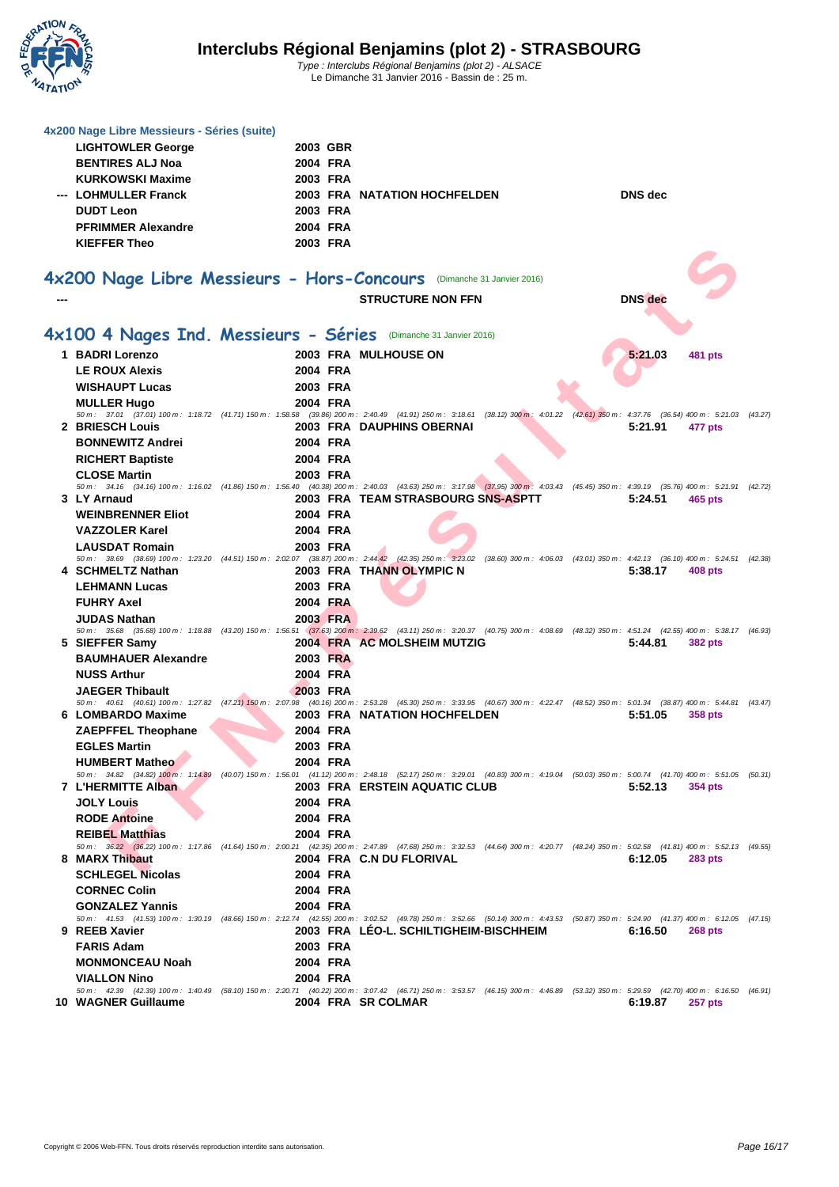#### 4x200 Nage Libre Messieurs - Séries (suite)

| | | | | | |
|---|---|---|---|---|---|
| | LIGHTOWLER George | 2003 GBR | | | |
| | BENTIRES ALJ Noa | 2004 FRA | | | |
| | KURKOWSKI Maxime | 2003 FRA | | | |
| --- | LOHMULLER Franck | 2003 FRA | NATATION HOCHFELDEN | DNS dec | |
| | DUDT Leon | 2003 FRA | | | |
| | PFRIMMER Alexandre | 2004 FRA | | | |
| | KIEFFER Theo | 2003 FRA | | | |

## 4x200 Nage Libre Messieurs - Hors-Concours (Dimanche 31 Janvier 2016)

| | | | | | |
|---|---|---|---|---|---|
| --- | | | STRUCTURE NON FFN | DNS dec | |

## 4x100 4 Nages Ind. Messieurs - Séries (Dimanche 31 Janvier 2016)

| | | | | | |
|---|---|---|---|---|---|
| 1 | BADRI Lorenzo | 2003 FRA | MULHOUSE ON | 5:21.03 | 481 pts |
| | LE ROUX Alexis | 2004 FRA | | | |
| | WISHAUPT Lucas | 2003 FRA | | | |
| | MULLER Hugo | 2004 FRA | | | |

*50 m : 37.01 (37.01) 100 m : 1:18.72 (41.71) 150 m : 1:58.58 (39.86) 200 m : 2:40.49 (41.91) 250 m : 3:18.61 (38.12) 300 m : 4:01.22 (42.61) 350 m : 4:37.76 (36.54) 400 m : 5:21.03 (43.27)*

| | | | | | |
|---|---|---|---|---|---|
| 2 | BRIESCH Louis | 2003 FRA | DAUPHINS OBERNAI | 5:21.91 | 477 pts |
| | BONNEWITZ Andrei | 2004 FRA | | | |
| | RICHERT Baptiste | 2004 FRA | | | |
| | CLOSE Martin | 2003 FRA | | | |

*50 m : 34.16 (34.16) 100 m : 1:16.02 (41.86) 150 m : 1:56.40 (40.38) 200 m : 2:40.03 (43.63) 250 m : 3:17.98 (37.95) 300 m : 4:03.43 (45.45) 350 m : 4:39.19 (35.76) 400 m : 5:21.91 (42.72)*

| | | | | | |
|---|---|---|---|---|---|
| 3 | LY Arnaud | 2003 FRA | TEAM STRASBOURG SNS-ASPTT | 5:24.51 | 465 pts |
| | WEINBRENNER Eliot | 2004 FRA | | | |
| | VAZZOLER Karel | 2004 FRA | | | |
| | LAUSDAT Romain | 2003 FRA | | | |

*50 m : 38.69 (38.69) 100 m : 1:23.20 (44.51) 150 m : 2:02.07 (38.87) 200 m : 2:44.42 (42.35) 250 m : 3:23.02 (38.60) 300 m : 4:06.03 (43.01) 350 m : 4:42.13 (36.10) 400 m : 5:24.51 (42.38)*

| | | | | | |
|---|---|---|---|---|---|
| 4 | SCHMELTZ Nathan | 2003 FRA | THANN OLYMPIC N | 5:38.17 | 408 pts |
| | LEHMANN Lucas | 2003 FRA | | | |
| | FUHRY Axel | 2004 FRA | | | |
| | JUDAS Nathan | 2003 FRA | | | |

*50 m : 35.68 (35.68) 100 m : 1:18.88 (43.20) 150 m : 1:56.51 (37.63) 200 m : 2:39.62 (43.11) 250 m : 3:20.37 (40.75) 300 m : 4:08.69 (48.32) 350 m : 4:51.24 (42.55) 400 m : 5:38.17 (46.93)*

| | | | | | |
|---|---|---|---|---|---|
| 5 | SIEFFER Samy | 2004 FRA | AC MOLSHEIM MUTZIG | 5:44.81 | 382 pts |
| | BAUMHAUER Alexandre | 2003 FRA | | | |
| | NUSS Arthur | 2004 FRA | | | |
| | JAEGER Thibault | 2003 FRA | | | |

*50 m : 40.61 (40.61) 100 m : 1:27.82 (47.21) 150 m : 2:07.98 (40.16) 200 m : 2:53.28 (45.30) 250 m : 3:33.95 (40.67) 300 m : 4:22.47 (48.52) 350 m : 5:01.34 (38.87) 400 m : 5:44.81 (43.47)*

| | | | | | |
|---|---|---|---|---|---|
| 6 | LOMBARDO Maxime | 2003 FRA | NATATION HOCHFELDEN | 5:51.05 | 358 pts |
| | ZAEPFFEL Theophane | 2004 FRA | | | |
| | EGLES Martin | 2003 FRA | | | |
| | HUMBERT Matheo | 2004 FRA | | | |

*50 m : 34.82 (34.82) 100 m : 1:14.89 (40.07) 150 m : 1:56.01 (41.12) 200 m : 2:48.18 (52.17) 250 m : 3:29.01 (40.83) 300 m : 4:19.04 (50.03) 350 m : 5:00.74 (41.70) 400 m : 5:51.05 (50.31)*

| | | | | | |
|---|---|---|---|---|---|
| 7 | L'HERMITTE Alban | 2003 FRA | ERSTEIN AQUATIC CLUB | 5:52.13 | 354 pts |
| | JOLY Louis | 2004 FRA | | | |
| | RODE Antoine | 2004 FRA | | | |
| | REIBEL Matthias | 2004 FRA | | | |

*50 m : 36.22 (36.22) 100 m : 1:17.86 (41.64) 150 m : 2:00.21 (42.35) 200 m : 2:47.89 (47.68) 250 m : 3:32.53 (44.64) 300 m : 4:20.77 (48.24) 350 m : 5:02.58 (41.81) 400 m : 5:52.13 (49.55)*

| | | | | | |
|---|---|---|---|---|---|
| 8 | MARX Thibaut | 2004 FRA | C.N DU FLORIVAL | 6:12.05 | 283 pts |
| | SCHLEGEL Nicolas | 2004 FRA | | | |
| | CORNEC Colin | 2004 FRA | | | |
| | GONZALEZ Yannis | 2004 FRA | | | |

*50 m : 41.53 (41.53) 100 m : 1:30.19 (48.66) 150 m : 2:12.74 (42.55) 200 m : 3:02.52 (49.78) 250 m : 3:52.66 (50.14) 300 m : 4:43.53 (50.87) 350 m : 5:24.90 (41.37) 400 m : 6:12.05 (47.15)*

| | | | | | |
|---|---|---|---|---|---|
| 9 | REEB Xavier | 2003 FRA | LÉO-L. SCHILTIGHEIM-BISCHHEIM | 6:16.50 | 268 pts |
| | FARIS Adam | 2003 FRA | | | |
| | MONMONCEAU Noah | 2004 FRA | | | |
| | VIALLON Nino | 2004 FRA | | | |

*50 m : 42.39 (42.39) 100 m : 1:40.49 (58.10) 150 m : 2:20.71 (40.22) 200 m : 3:07.42 (46.71) 250 m : 3:53.57 (46.15) 300 m : 4:46.89 (53.32) 350 m : 5:29.59 (42.70) 400 m : 6:16.50 (46.91)*

| | | | | | |
|---|---|---|---|---|---|
| 10 | WAGNER Guillaume | 2004 FRA | SR COLMAR | 6:19.87 | 257 pts |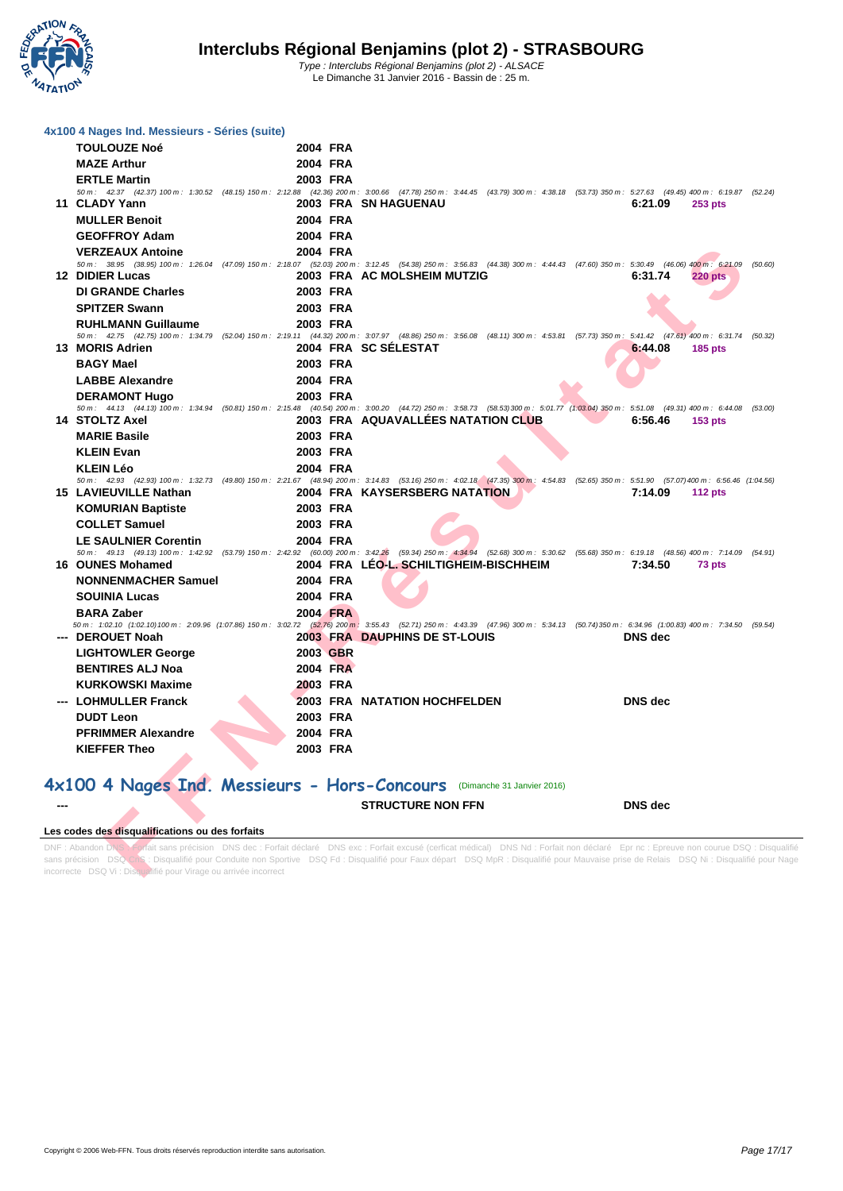# Interclubs Régional Benjamins (plot 2) - STRASBOURG

Type : Interclubs Régional Benjamins (plot 2) - ALSACE
Le Dimanche 31 Janvier 2016 - Bassin de : 25 m.

### 4x100 4 Nages Ind. Messieurs - Séries (suite)

| | | | | | |
|---|---|---|---|---|---|
| | TOULOUZE Noé | 2004 FRA | | | |
| | MAZE Arthur | 2004 FRA | | | |
| | ERTLE Martin | 2003 FRA | | | |

50 m : 42.37 (42.37) 100 m : 1:30.52 (48.15) 150 m : 2:12.88 (42.36) 200 m : 3:00.66 (47.78) 250 m : 3:44.45 (43.79) 300 m : 4:38.18 (53.73) 350 m : 5:27.63 (49.45) 400 m : 6:19.87 (52.24)

| | | | | | |
|---|---|---|---|---|---|
| 11 | CLADY Yann | 2003 FRA | SN HAGUENAU | 6:21.09 | 253 pts |
| | MULLER Benoit | 2004 FRA | | | |
| | GEOFFROY Adam | 2004 FRA | | | |
| | VERZEAUX Antoine | 2004 FRA | | | |

50 m : 38.95 (38.95) 100 m : 1:26.04 (47.09) 150 m : 2:18.07 (52.03) 200 m : 3:12.45 (54.38) 250 m : 3:56.83 (44.38) 300 m : 4:44.43 (47.60) 350 m : 5:30.49 (46.06) 400 m : 6:21.09 (50.60)

| | | | | | |
|---|---|---|---|---|---|
| 12 | DIDIER Lucas | 2003 FRA | AC MOLSHEIM MUTZIG | 6:31.74 | 220 pts |
| | DI GRANDE Charles | 2003 FRA | | | |
| | SPITZER Swann | 2003 FRA | | | |
| | RUHLMANN Guillaume | 2003 FRA | | | |

50 m : 42.75 (42.75) 100 m : 1:34.79 (52.04) 150 m : 2:19.11 (44.32) 200 m : 3:07.97 (48.86) 250 m : 3:56.08 (48.11) 300 m : 4:53.81 (57.73) 350 m : 5:41.42 (47.61) 400 m : 6:31.74 (50.32)

| | | | | | |
|---|---|---|---|---|---|
| 13 | MORIS Adrien | 2004 FRA | SC SÉLESTAT | 6:44.08 | 185 pts |
| | BAGY Mael | 2003 FRA | | | |
| | LABBE Alexandre | 2004 FRA | | | |
| | DERAMONT Hugo | 2003 FRA | | | |

50 m : 44.13 (44.13) 100 m : 1:34.94 (50.81) 150 m : 2:15.48 (40.54) 200 m : 3:00.20 (44.72) 250 m : 3:58.73 (58.53) 300 m : 5:01.77 (1:03.04) 350 m : 5:51.08 (49.31) 400 m : 6:44.08 (53.00)

| | | | | | |
|---|---|---|---|---|---|
| 14 | STOLTZ Axel | 2003 FRA | AQUAVALLÉES NATATION CLUB | 6:56.46 | 153 pts |
| | MARIE Basile | 2003 FRA | | | |
| | KLEIN Evan | 2003 FRA | | | |
| | KLEIN Léo | 2004 FRA | | | |

50 m : 42.93 (42.93) 100 m : 1:32.73 (49.80) 150 m : 2:21.67 (48.94) 200 m : 3:14.83 (53.16) 250 m : 4:02.18 (47.35) 300 m : 4:54.83 (52.65) 350 m : 5:51.90 (57.07) 400 m : 6:56.46 (1:04.56)

| | | | | | |
|---|---|---|---|---|---|
| 15 | LAVIEUVILLE Nathan | 2004 FRA | KAYSERSBERG NATATION | 7:14.09 | 112 pts |
| | KOMURIAN Baptiste | 2003 FRA | | | |
| | COLLET Samuel | 2003 FRA | | | |
| | LE SAULNIER Corentin | 2004 FRA | | | |

50 m : 49.13 (49.13) 100 m : 1:42.92 (53.79) 150 m : 2:42.92 (60.00) 200 m : 3:42.26 (59.34) 250 m : 4:34.94 (52.68) 300 m : 5:30.62 (55.68) 350 m : 6:19.18 (48.56) 400 m : 7:14.09 (54.91)

| | | | | | |
|---|---|---|---|---|---|
| 16 | OUNES Mohamed | 2004 FRA | LÉO-L. SCHILTIGHEIM-BISCHHEIM | 7:34.50 | 73 pts |
| | NONNENMACHER Samuel | 2004 FRA | | | |
| | SOUINIA Lucas | 2004 FRA | | | |
| | BARA Zaber | 2004 FRA | | | |

50 m : 1:02.10 (1:02.10) 100 m : 2:09.96 (1:07.86) 150 m : 3:02.72 (52.76) 200 m : 3:55.43 (52.71) 250 m : 4:43.39 (47.96) 300 m : 5:34.13 (50.74) 350 m : 6:34.96 (1:00.83) 400 m : 7:34.50 (59.54)

| | | | | | |
|---|---|---|---|---|---|
| --- | DEROUET Noah | 2003 FRA | DAUPHINS DE ST-LOUIS | DNS dec | |
| | LIGHTOWLER George | 2003 GBR | | | |
| | BENTIRES ALJ Noa | 2004 FRA | | | |
| | KURKOWSKI Maxime | 2003 FRA | | | |
| --- | LOHMULLER Franck | 2003 FRA | NATATION HOCHFELDEN | DNS dec | |
| | DUDT Leon | 2003 FRA | | | |
| | PFRIMMER Alexandre | 2004 FRA | | | |
| | KIEFFER Theo | 2003 FRA | | | |

## 4x100 4 Nages Ind. Messieurs - Hors-Concours (Dimanche 31 Janvier 2016)

| | | | |
|---|---|---|---|
| --- | | STRUCTURE NON FFN | DNS dec |

### Les codes des disqualifications ou des forfaits

DNF : Abandon DNS : Forfait sans précision DNS dec : Forfait déclaré DNS exc : Forfait excusé (cerficat médical) DNS Nd : Forfait non déclaré Epr nc : Epreuve non courue DSQ : Disqualifié sans précision DSQ CnS : Disqualifié pour Conduite non Sportive DSQ Fd : Disqualifié pour Faux départ DSQ MpR : Disqualifié pour Mauvaise prise de Relais DSQ Ni : Disqualifié pour Nage incorrecte DSQ Vi : Disqualifié pour Virage ou arrivée incorrect